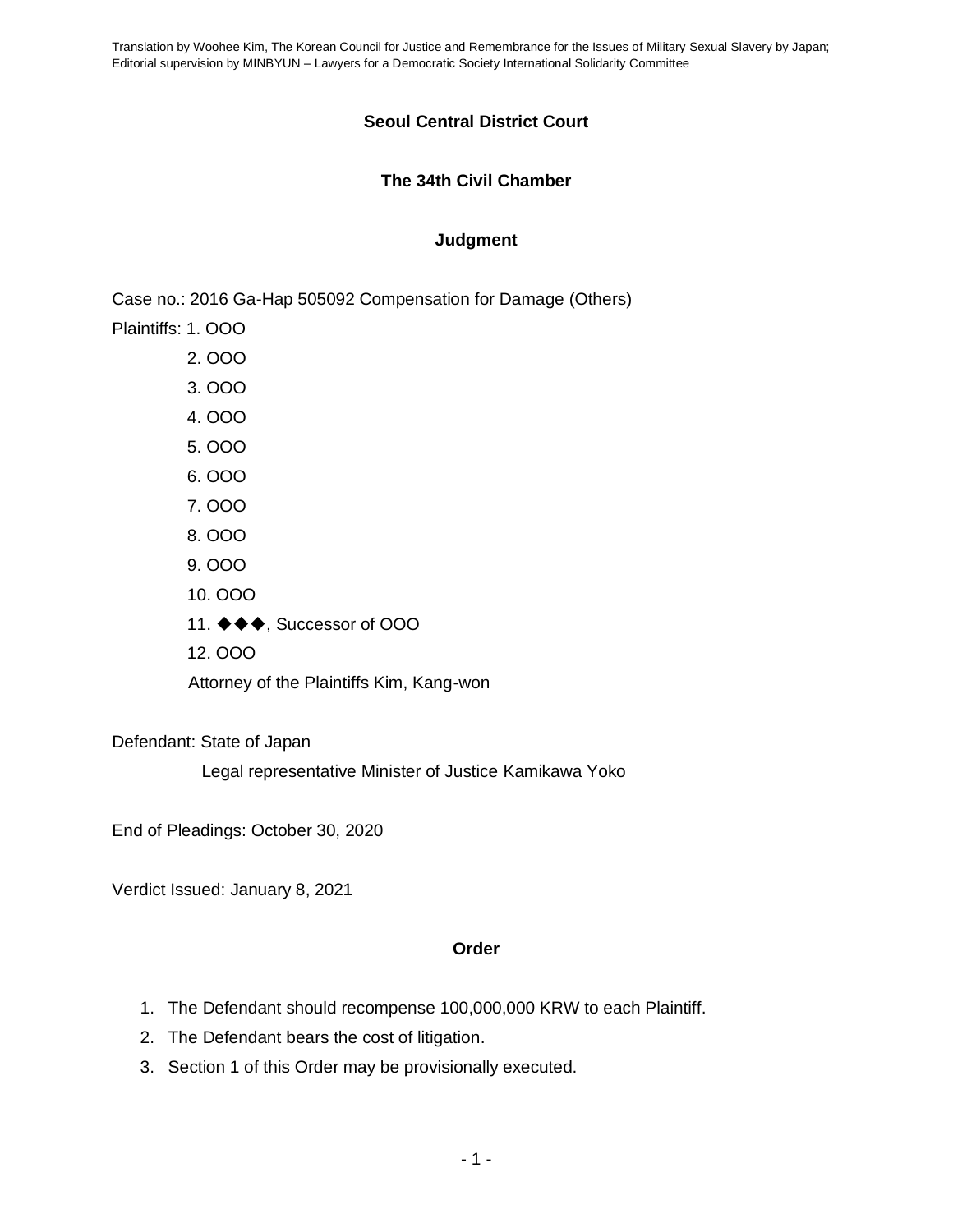Translation by Woohee Kim, The Korean Council for Justice and Remembrance for the Issues of Military Sexual Slavery by Japan; Editorial supervision by MINBYUN – Lawyers for a Democratic Society International Solidarity Committee

**Seoul Central District Court**

**The 34th Civil Chamber**

**Judgment**

Case no.: 2016 Ga-Hap 505092 Compensation for Damage (Others)

Plaintiffs: 1. OOO

2. OOO

3. OOO

4. OOO

5. OOO

6. OOO

7. OOO

8. OOO

9. OOO

10. OOO

11. ◆◆◆, Successor of OOO

12. OOO

Attorney of the Plaintiffs Kim, Kang-won

Defendant: State of Japan

Legal representative Minister of Justice Kamikawa Yoko

End of Pleadings: October 30, 2020

Verdict Issued: January 8, 2021

**Order**

1. The Defendant should recompense 100,000,000 KRW to each Plaintiff.
2. The Defendant bears the cost of litigation.
3. Section 1 of this Order may be provisionally executed.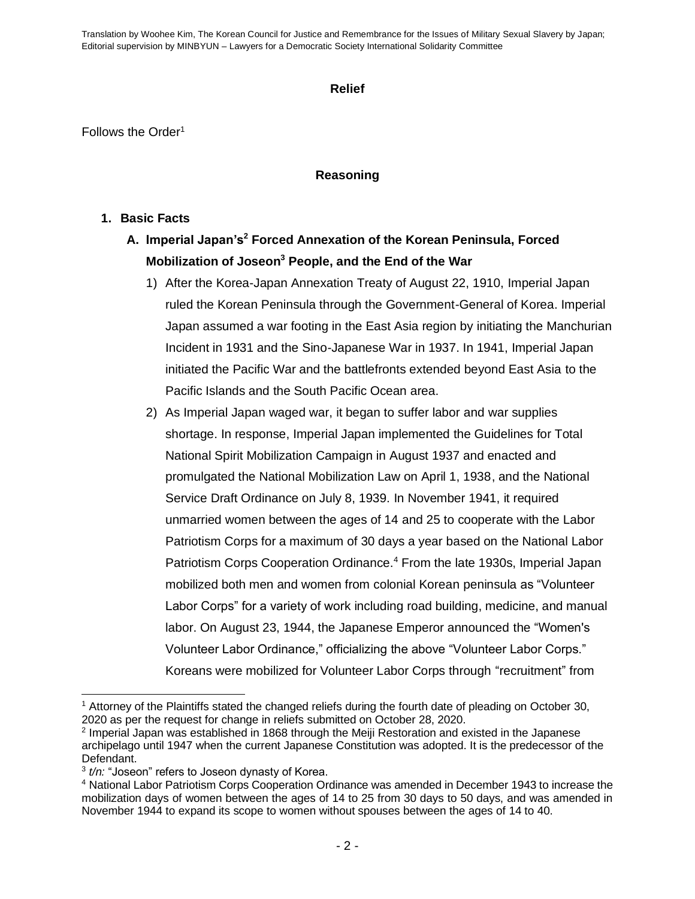Translation by Woohee Kim, The Korean Council for Justice and Remembrance for the Issues of Military Sexual Slavery by Japan; Editorial supervision by MINBYUN – Lawyers for a Democratic Society International Solidarity Committee

**Relief**

Follows the Order[1]

**Reasoning**

1. **Basic Facts**
   A. **Imperial Japan's[2] Forced Annexation of the Korean Peninsula, Forced Mobilization of Joseon[3] People, and the End of the War**
      1) After the Korea-Japan Annexation Treaty of August 22, 1910, Imperial Japan ruled the Korean Peninsula through the Government-General of Korea. Imperial Japan assumed a war footing in the East Asia region by initiating the Manchurian Incident in 1931 and the Sino-Japanese War in 1937. In 1941, Imperial Japan initiated the Pacific War and the battlefronts extended beyond East Asia to the Pacific Islands and the South Pacific Ocean area.
      2) As Imperial Japan waged war, it began to suffer labor and war supplies shortage. In response, Imperial Japan implemented the Guidelines for Total National Spirit Mobilization Campaign in August 1937 and enacted and promulgated the National Mobilization Law on April 1, 1938, and the National Service Draft Ordinance on July 8, 1939. In November 1941, it required unmarried women between the ages of 14 and 25 to cooperate with the Labor Patriotism Corps for a maximum of 30 days a year based on the National Labor Patriotism Corps Cooperation Ordinance.[4] From the late 1930s, Imperial Japan mobilized both men and women from colonial Korean peninsula as "Volunteer Labor Corps" for a variety of work including road building, medicine, and manual labor. On August 23, 1944, the Japanese Emperor announced the "Women's Volunteer Labor Ordinance," officializing the above "Volunteer Labor Corps." Koreans were mobilized for Volunteer Labor Corps through "recruitment" from

---

[1] Attorney of the Plaintiffs stated the changed reliefs during the fourth date of pleading on October 30, 2020 as per the request for change in reliefs submitted on October 28, 2020.

[2] Imperial Japan was established in 1868 through the Meiji Restoration and existed in the Japanese archipelago until 1947 when the current Japanese Constitution was adopted. It is the predecessor of the Defendant.

[3] *t/n:* "Joseon" refers to Joseon dynasty of Korea.

[4] National Labor Patriotism Corps Cooperation Ordinance was amended in December 1943 to increase the mobilization days of women between the ages of 14 to 25 from 30 days to 50 days, and was amended in November 1944 to expand its scope to women without spouses between the ages of 14 to 40.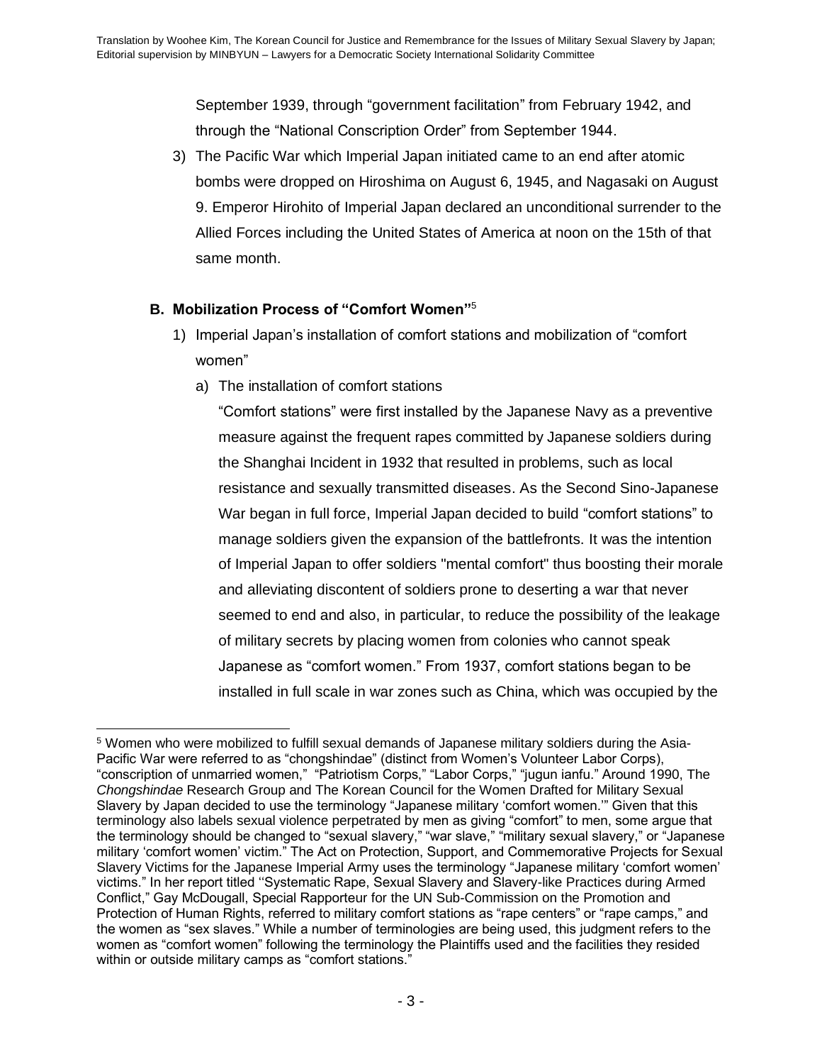September 1939, through "government facilitation" from February 1942, and through the "National Conscription Order" from September 1944.

3) The Pacific War which Imperial Japan initiated came to an end after atomic bombs were dropped on Hiroshima on August 6, 1945, and Nagasaki on August 9. Emperor Hirohito of Imperial Japan declared an unconditional surrender to the Allied Forces including the United States of America at noon on the 15th of that same month.

### B. Mobilization Process of "Comfort Women"[5]

1) Imperial Japan's installation of comfort stations and mobilization of "comfort women"

   a) The installation of comfort stations

   "Comfort stations" were first installed by the Japanese Navy as a preventive measure against the frequent rapes committed by Japanese soldiers during the Shanghai Incident in 1932 that resulted in problems, such as local resistance and sexually transmitted diseases. As the Second Sino-Japanese War began in full force, Imperial Japan decided to build "comfort stations" to manage soldiers given the expansion of the battlefronts. It was the intention of Imperial Japan to offer soldiers "mental comfort" thus boosting their morale and alleviating discontent of soldiers prone to deserting a war that never seemed to end and also, in particular, to reduce the possibility of the leakage of military secrets by placing women from colonies who cannot speak Japanese as "comfort women." From 1937, comfort stations began to be installed in full scale in war zones such as China, which was occupied by the

---

[5] Women who were mobilized to fulfill sexual demands of Japanese military soldiers during the Asia-Pacific War were referred to as "chongshindae" (distinct from Women's Volunteer Labor Corps), "conscription of unmarried women," "Patriotism Corps," "Labor Corps," "jugun ianfu." Around 1990, The *Chongshindae* Research Group and The Korean Council for the Women Drafted for Military Sexual Slavery by Japan decided to use the terminology "Japanese military 'comfort women.'" Given that this terminology also labels sexual violence perpetrated by men as giving "comfort" to men, some argue that the terminology should be changed to "sexual slavery," "war slave," "military sexual slavery," or "Japanese military 'comfort women' victim." The Act on Protection, Support, and Commemorative Projects for Sexual Slavery Victims for the Japanese Imperial Army uses the terminology "Japanese military 'comfort women' victims." In her report titled ''Systematic Rape, Sexual Slavery and Slavery-like Practices during Armed Conflict," Gay McDougall, Special Rapporteur for the UN Sub-Commission on the Promotion and Protection of Human Rights, referred to military comfort stations as "rape centers" or "rape camps," and the women as "sex slaves." While a number of terminologies are being used, this judgment refers to the women as "comfort women" following the terminology the Plaintiffs used and the facilities they resided within or outside military camps as "comfort stations."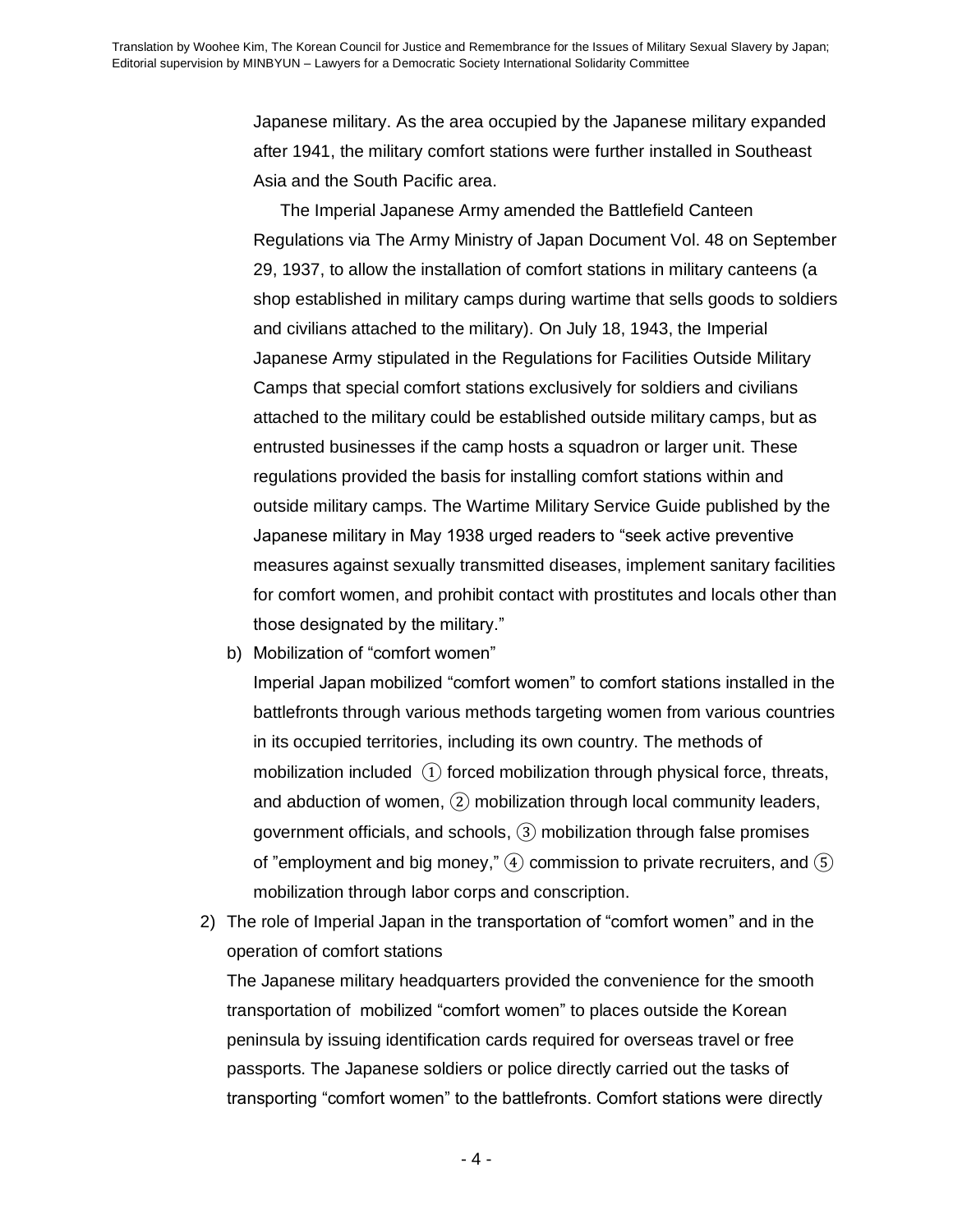Japanese military. As the area occupied by the Japanese military expanded after 1941, the military comfort stations were further installed in Southeast Asia and the South Pacific area.

The Imperial Japanese Army amended the Battlefield Canteen Regulations via The Army Ministry of Japan Document Vol. 48 on September 29, 1937, to allow the installation of comfort stations in military canteens (a shop established in military camps during wartime that sells goods to soldiers and civilians attached to the military). On July 18, 1943, the Imperial Japanese Army stipulated in the Regulations for Facilities Outside Military Camps that special comfort stations exclusively for soldiers and civilians attached to the military could be established outside military camps, but as entrusted businesses if the camp hosts a squadron or larger unit. These regulations provided the basis for installing comfort stations within and outside military camps. The Wartime Military Service Guide published by the Japanese military in May 1938 urged readers to "seek active preventive measures against sexually transmitted diseases, implement sanitary facilities for comfort women, and prohibit contact with prostitutes and locals other than those designated by the military."

b) Mobilization of "comfort women"

Imperial Japan mobilized "comfort women" to comfort stations installed in the battlefronts through various methods targeting women from various countries in its occupied territories, including its own country. The methods of mobilization included ① forced mobilization through physical force, threats, and abduction of women, ② mobilization through local community leaders, government officials, and schools, ③ mobilization through false promises of "employment and big money," ④ commission to private recruiters, and ⑤ mobilization through labor corps and conscription.

2) The role of Imperial Japan in the transportation of "comfort women" and in the operation of comfort stations

The Japanese military headquarters provided the convenience for the smooth transportation of mobilized "comfort women" to places outside the Korean peninsula by issuing identification cards required for overseas travel or free passports. The Japanese soldiers or police directly carried out the tasks of transporting "comfort women" to the battlefronts. Comfort stations were directly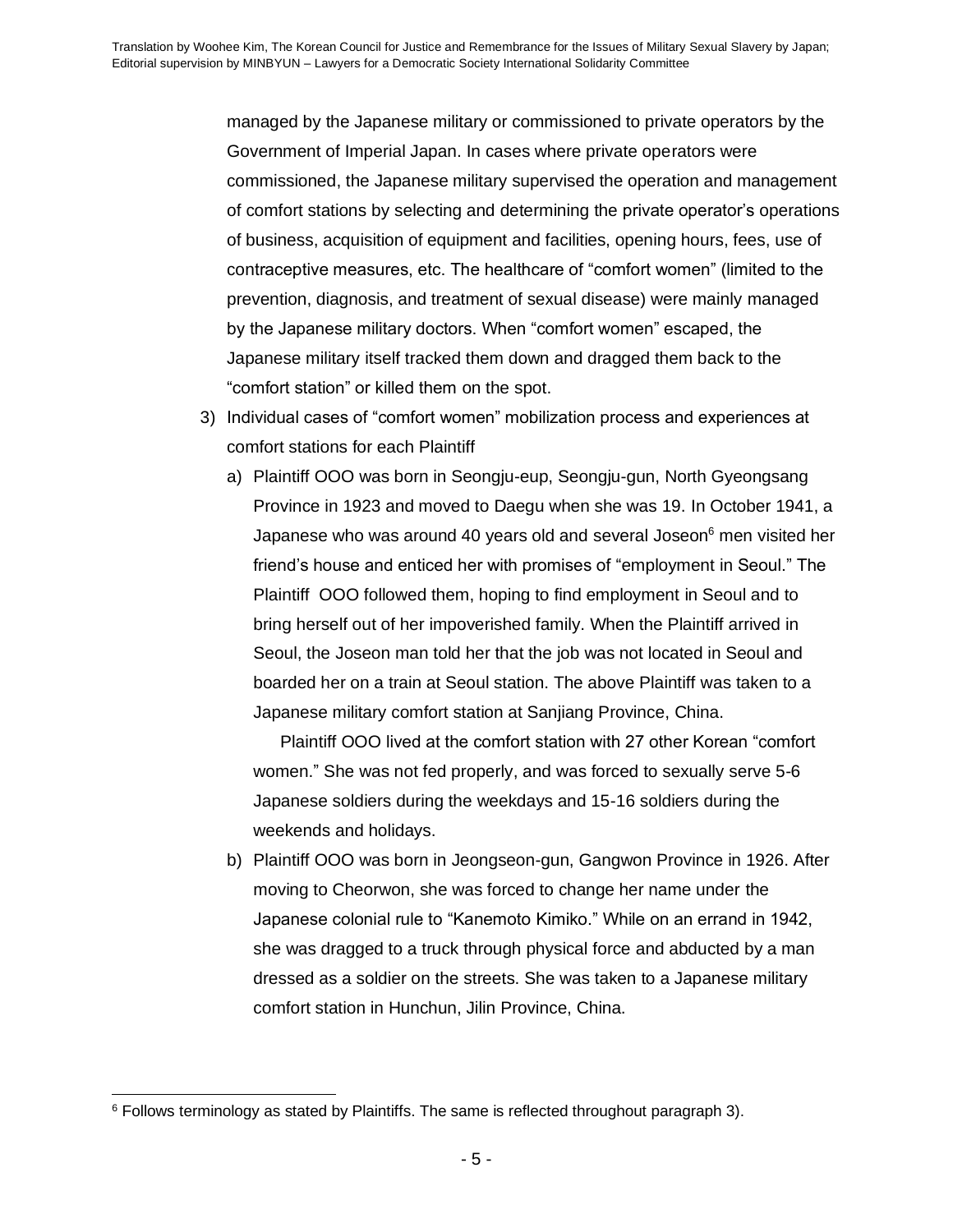managed by the Japanese military or commissioned to private operators by the Government of Imperial Japan. In cases where private operators were commissioned, the Japanese military supervised the operation and management of comfort stations by selecting and determining the private operator's operations of business, acquisition of equipment and facilities, opening hours, fees, use of contraceptive measures, etc. The healthcare of "comfort women" (limited to the prevention, diagnosis, and treatment of sexual disease) were mainly managed by the Japanese military doctors. When "comfort women" escaped, the Japanese military itself tracked them down and dragged them back to the "comfort station" or killed them on the spot.

3) Individual cases of "comfort women" mobilization process and experiences at comfort stations for each Plaintiff

   a) Plaintiff OOO was born in Seongju-eup, Seongju-gun, North Gyeongsang Province in 1923 and moved to Daegu when she was 19. In October 1941, a Japanese who was around 40 years old and several Joseon[6] men visited her friend's house and enticed her with promises of "employment in Seoul." The Plaintiff OOO followed them, hoping to find employment in Seoul and to bring herself out of her impoverished family. When the Plaintiff arrived in Seoul, the Joseon man told her that the job was not located in Seoul and boarded her on a train at Seoul station. The above Plaintiff was taken to a Japanese military comfort station at Sanjiang Province, China.

      Plaintiff OOO lived at the comfort station with 27 other Korean "comfort women." She was not fed properly, and was forced to sexually serve 5-6 Japanese soldiers during the weekdays and 15-16 soldiers during the weekends and holidays.

   b) Plaintiff OOO was born in Jeongseon-gun, Gangwon Province in 1926. After moving to Cheorwon, she was forced to change her name under the Japanese colonial rule to "Kanemoto Kimiko." While on an errand in 1942, she was dragged to a truck through physical force and abducted by a man dressed as a soldier on the streets. She was taken to a Japanese military comfort station in Hunchun, Jilin Province, China.

---

[6] Follows terminology as stated by Plaintiffs. The same is reflected throughout paragraph 3).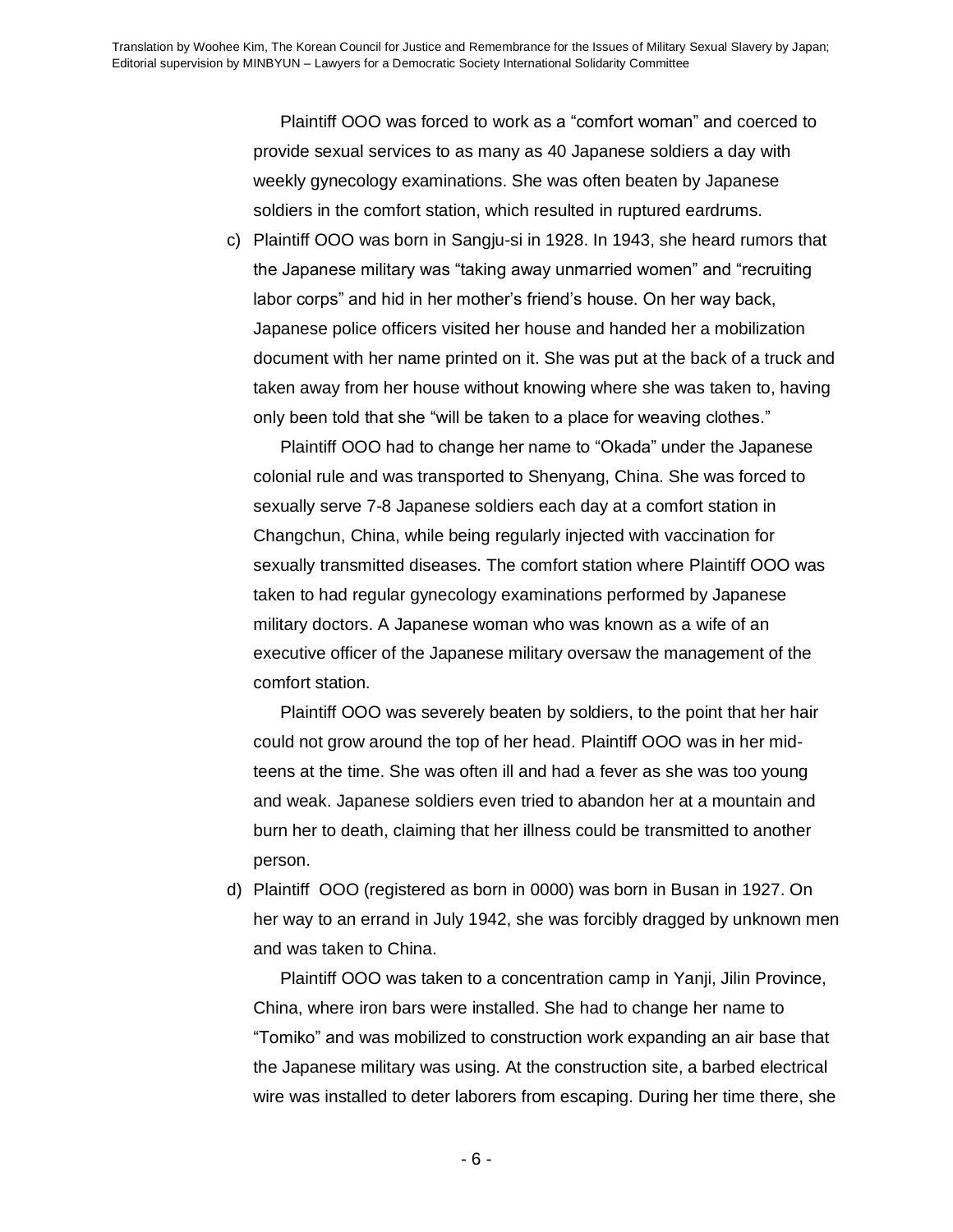Plaintiff OOO was forced to work as a "comfort woman" and coerced to provide sexual services to as many as 40 Japanese soldiers a day with weekly gynecology examinations. She was often beaten by Japanese soldiers in the comfort station, which resulted in ruptured eardrums.

c) Plaintiff OOO was born in Sangju-si in 1928. In 1943, she heard rumors that the Japanese military was "taking away unmarried women" and "recruiting labor corps" and hid in her mother's friend's house. On her way back, Japanese police officers visited her house and handed her a mobilization document with her name printed on it. She was put at the back of a truck and taken away from her house without knowing where she was taken to, having only been told that she "will be taken to a place for weaving clothes."

   Plaintiff OOO had to change her name to "Okada" under the Japanese colonial rule and was transported to Shenyang, China. She was forced to sexually serve 7-8 Japanese soldiers each day at a comfort station in Changchun, China, while being regularly injected with vaccination for sexually transmitted diseases. The comfort station where Plaintiff OOO was taken to had regular gynecology examinations performed by Japanese military doctors. A Japanese woman who was known as a wife of an executive officer of the Japanese military oversaw the management of the comfort station.

   Plaintiff OOO was severely beaten by soldiers, to the point that her hair could not grow around the top of her head. Plaintiff OOO was in her mid-teens at the time. She was often ill and had a fever as she was too young and weak. Japanese soldiers even tried to abandon her at a mountain and burn her to death, claiming that her illness could be transmitted to another person.

d) Plaintiff OOO (registered as born in 0000) was born in Busan in 1927. On her way to an errand in July 1942, she was forcibly dragged by unknown men and was taken to China.

   Plaintiff OOO was taken to a concentration camp in Yanji, Jilin Province, China, where iron bars were installed. She had to change her name to "Tomiko" and was mobilized to construction work expanding an air base that the Japanese military was using. At the construction site, a barbed electrical wire was installed to deter laborers from escaping. During her time there, she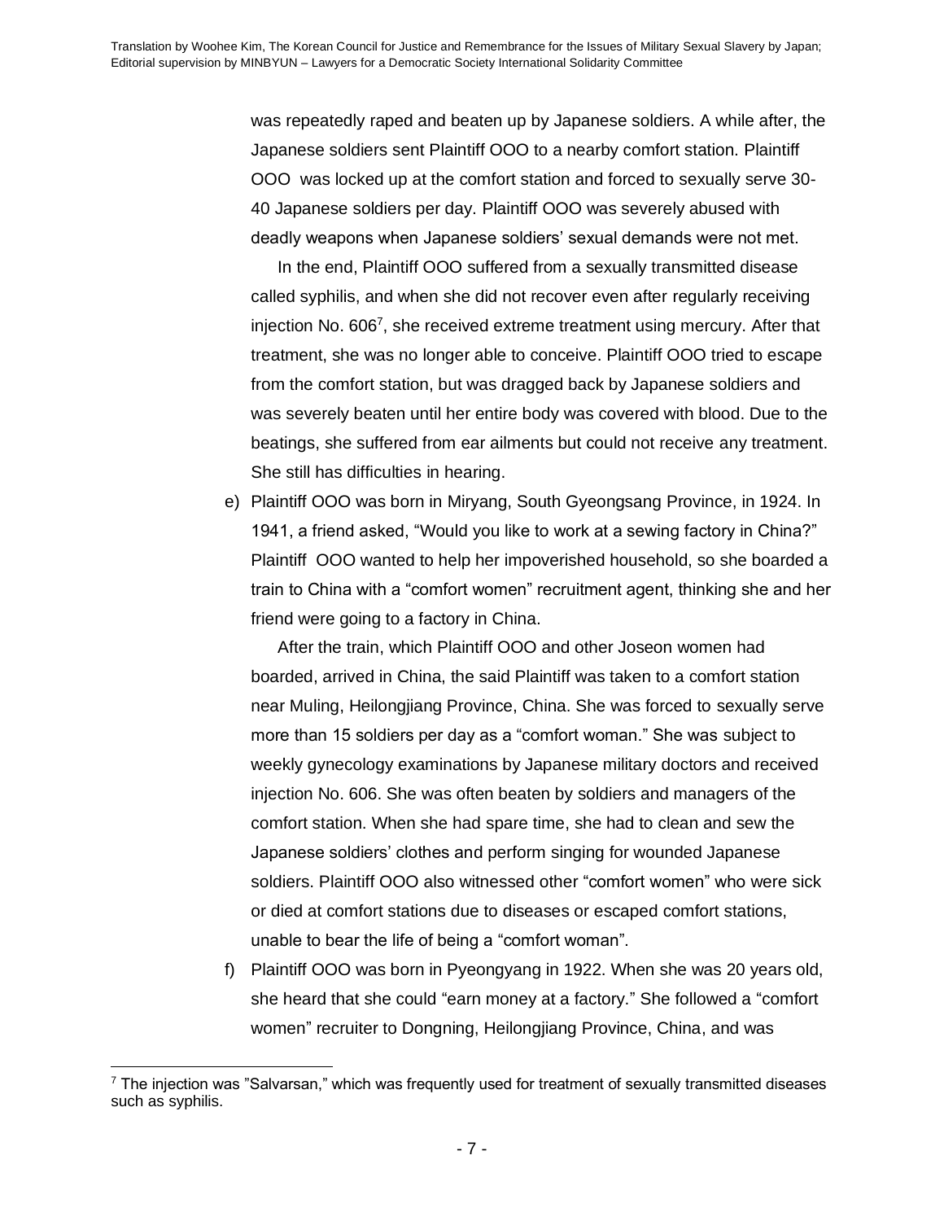was repeatedly raped and beaten up by Japanese soldiers. A while after, the Japanese soldiers sent Plaintiff OOO to a nearby comfort station. Plaintiff OOO was locked up at the comfort station and forced to sexually serve 30-40 Japanese soldiers per day. Plaintiff OOO was severely abused with deadly weapons when Japanese soldiers' sexual demands were not met.

In the end, Plaintiff OOO suffered from a sexually transmitted disease called syphilis, and when she did not recover even after regularly receiving injection No. 606[7], she received extreme treatment using mercury. After that treatment, she was no longer able to conceive. Plaintiff OOO tried to escape from the comfort station, but was dragged back by Japanese soldiers and was severely beaten until her entire body was covered with blood. Due to the beatings, she suffered from ear ailments but could not receive any treatment. She still has difficulties in hearing.

e) Plaintiff OOO was born in Miryang, South Gyeongsang Province, in 1924. In 1941, a friend asked, "Would you like to work at a sewing factory in China?" Plaintiff OOO wanted to help her impoverished household, so she boarded a train to China with a "comfort women" recruitment agent, thinking she and her friend were going to a factory in China.

   After the train, which Plaintiff OOO and other Joseon women had boarded, arrived in China, the said Plaintiff was taken to a comfort station near Muling, Heilongjiang Province, China. She was forced to sexually serve more than 15 soldiers per day as a "comfort woman." She was subject to weekly gynecology examinations by Japanese military doctors and received injection No. 606. She was often beaten by soldiers and managers of the comfort station. When she had spare time, she had to clean and sew the Japanese soldiers' clothes and perform singing for wounded Japanese soldiers. Plaintiff OOO also witnessed other "comfort women" who were sick or died at comfort stations due to diseases or escaped comfort stations, unable to bear the life of being a "comfort woman".

f) Plaintiff OOO was born in Pyeongyang in 1922. When she was 20 years old, she heard that she could "earn money at a factory." She followed a "comfort women" recruiter to Dongning, Heilongjiang Province, China, and was

---

[7] The injection was "Salvarsan," which was frequently used for treatment of sexually transmitted diseases such as syphilis.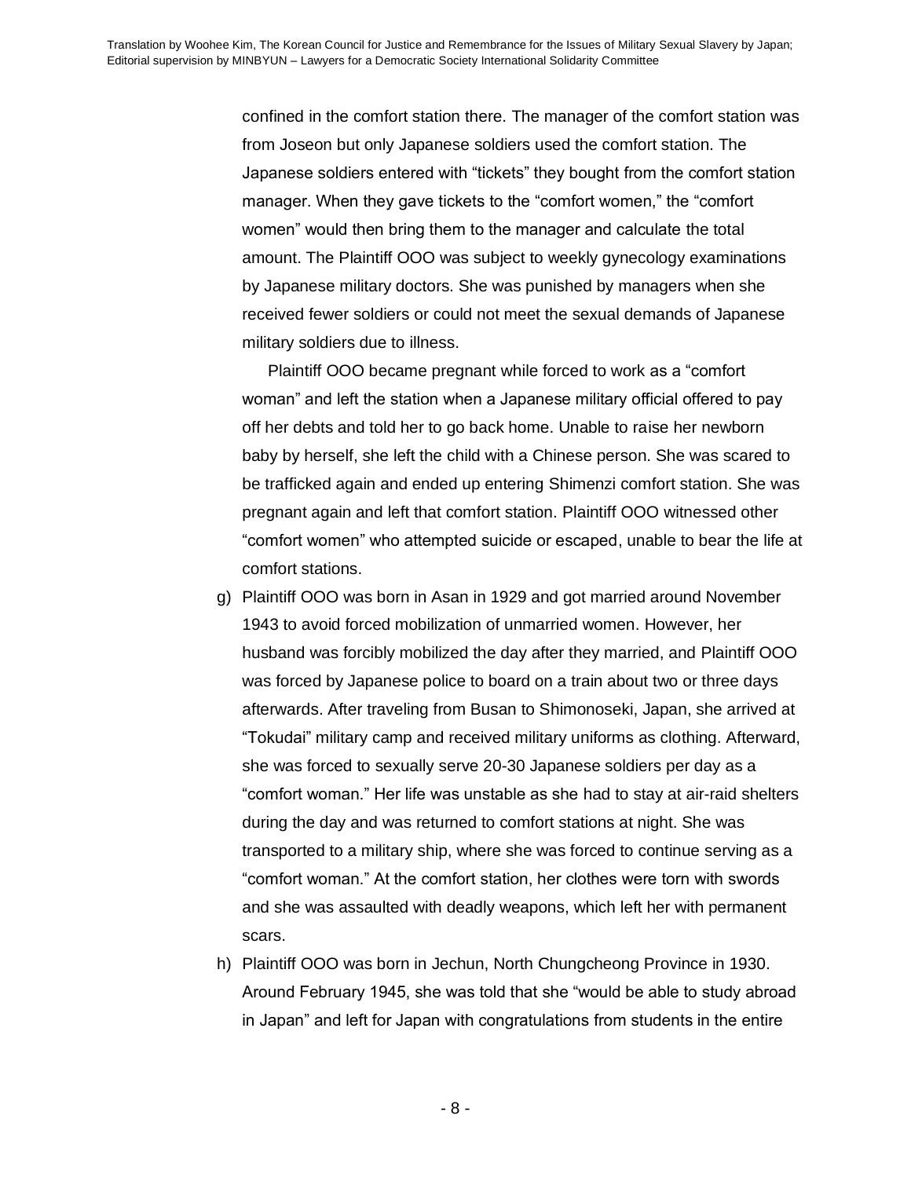confined in the comfort station there. The manager of the comfort station was from Joseon but only Japanese soldiers used the comfort station. The Japanese soldiers entered with "tickets" they bought from the comfort station manager. When they gave tickets to the "comfort women," the "comfort women" would then bring them to the manager and calculate the total amount. The Plaintiff OOO was subject to weekly gynecology examinations by Japanese military doctors. She was punished by managers when she received fewer soldiers or could not meet the sexual demands of Japanese military soldiers due to illness.

Plaintiff OOO became pregnant while forced to work as a "comfort woman" and left the station when a Japanese military official offered to pay off her debts and told her to go back home. Unable to raise her newborn baby by herself, she left the child with a Chinese person. She was scared to be trafficked again and ended up entering Shimenzi comfort station. She was pregnant again and left that comfort station. Plaintiff OOO witnessed other "comfort women" who attempted suicide or escaped, unable to bear the life at comfort stations.

g) Plaintiff OOO was born in Asan in 1929 and got married around November 1943 to avoid forced mobilization of unmarried women. However, her husband was forcibly mobilized the day after they married, and Plaintiff OOO was forced by Japanese police to board on a train about two or three days afterwards. After traveling from Busan to Shimonoseki, Japan, she arrived at "Tokudai" military camp and received military uniforms as clothing. Afterward, she was forced to sexually serve 20-30 Japanese soldiers per day as a "comfort woman." Her life was unstable as she had to stay at air-raid shelters during the day and was returned to comfort stations at night. She was transported to a military ship, where she was forced to continue serving as a "comfort woman." At the comfort station, her clothes were torn with swords and she was assaulted with deadly weapons, which left her with permanent scars.

h) Plaintiff OOO was born in Jechun, North Chungcheong Province in 1930. Around February 1945, she was told that she "would be able to study abroad in Japan" and left for Japan with congratulations from students in the entire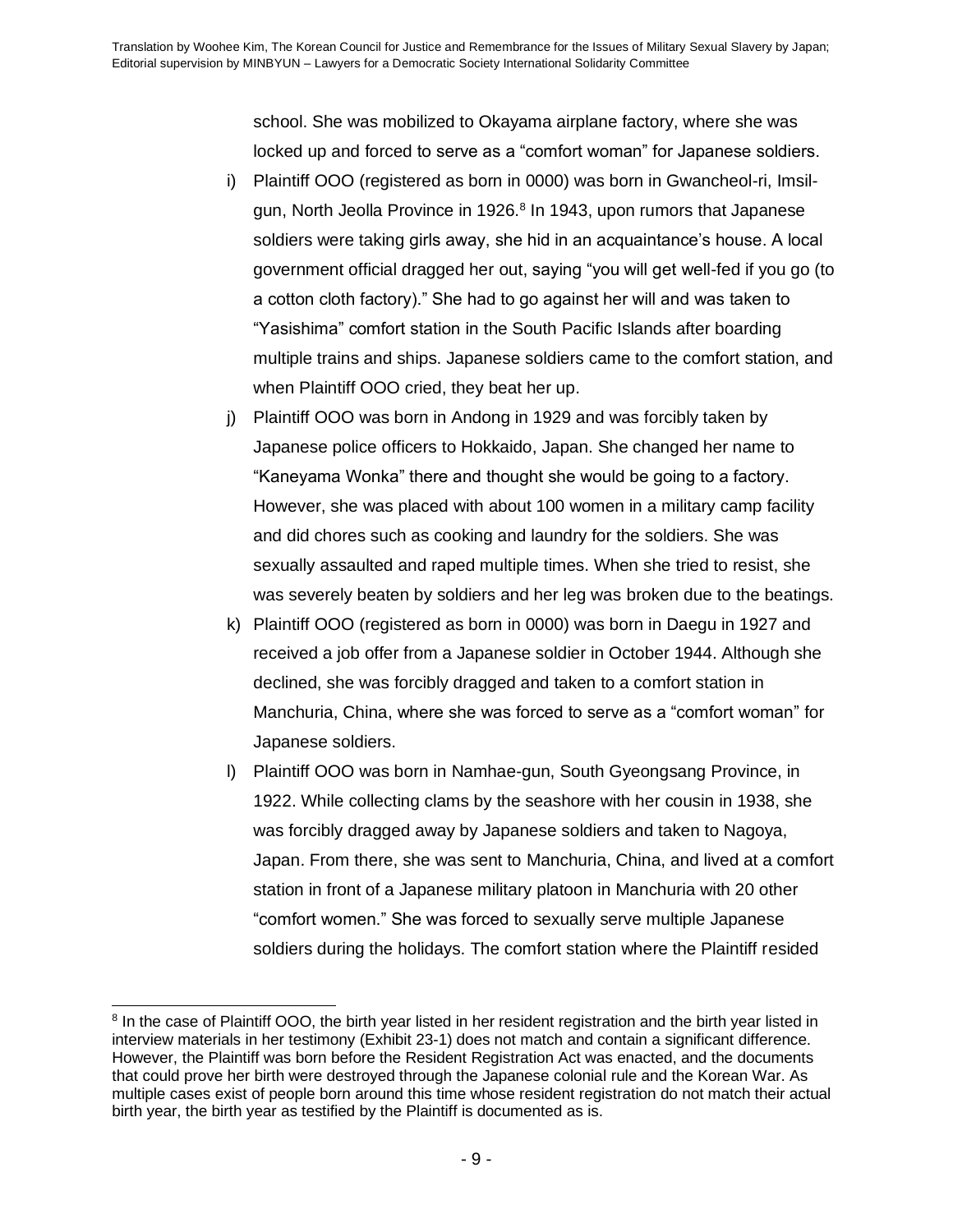school. She was mobilized to Okayama airplane factory, where she was locked up and forced to serve as a “comfort woman” for Japanese soldiers.

i) Plaintiff OOO (registered as born in 0000) was born in Gwancheol-ri, Imsil-gun, North Jeolla Province in 1926.[8] In 1943, upon rumors that Japanese soldiers were taking girls away, she hid in an acquaintance’s house. A local government official dragged her out, saying “you will get well-fed if you go (to a cotton cloth factory).” She had to go against her will and was taken to “Yasishima” comfort station in the South Pacific Islands after boarding multiple trains and ships. Japanese soldiers came to the comfort station, and when Plaintiff OOO cried, they beat her up.

j) Plaintiff OOO was born in Andong in 1929 and was forcibly taken by Japanese police officers to Hokkaido, Japan. She changed her name to “Kaneyama Wonka” there and thought she would be going to a factory. However, she was placed with about 100 women in a military camp facility and did chores such as cooking and laundry for the soldiers. She was sexually assaulted and raped multiple times. When she tried to resist, she was severely beaten by soldiers and her leg was broken due to the beatings.

k) Plaintiff OOO (registered as born in 0000) was born in Daegu in 1927 and received a job offer from a Japanese soldier in October 1944. Although she declined, she was forcibly dragged and taken to a comfort station in Manchuria, China, where she was forced to serve as a “comfort woman” for Japanese soldiers.

l) Plaintiff OOO was born in Namhae-gun, South Gyeongsang Province, in 1922. While collecting clams by the seashore with her cousin in 1938, she was forcibly dragged away by Japanese soldiers and taken to Nagoya, Japan. From there, she was sent to Manchuria, China, and lived at a comfort station in front of a Japanese military platoon in Manchuria with 20 other “comfort women.” She was forced to sexually serve multiple Japanese soldiers during the holidays. The comfort station where the Plaintiff resided

---

[8] In the case of Plaintiff OOO, the birth year listed in her resident registration and the birth year listed in interview materials in her testimony (Exhibit 23-1) does not match and contain a significant difference. However, the Plaintiff was born before the Resident Registration Act was enacted, and the documents that could prove her birth were destroyed through the Japanese colonial rule and the Korean War. As multiple cases exist of people born around this time whose resident registration do not match their actual birth year, the birth year as testified by the Plaintiff is documented as is.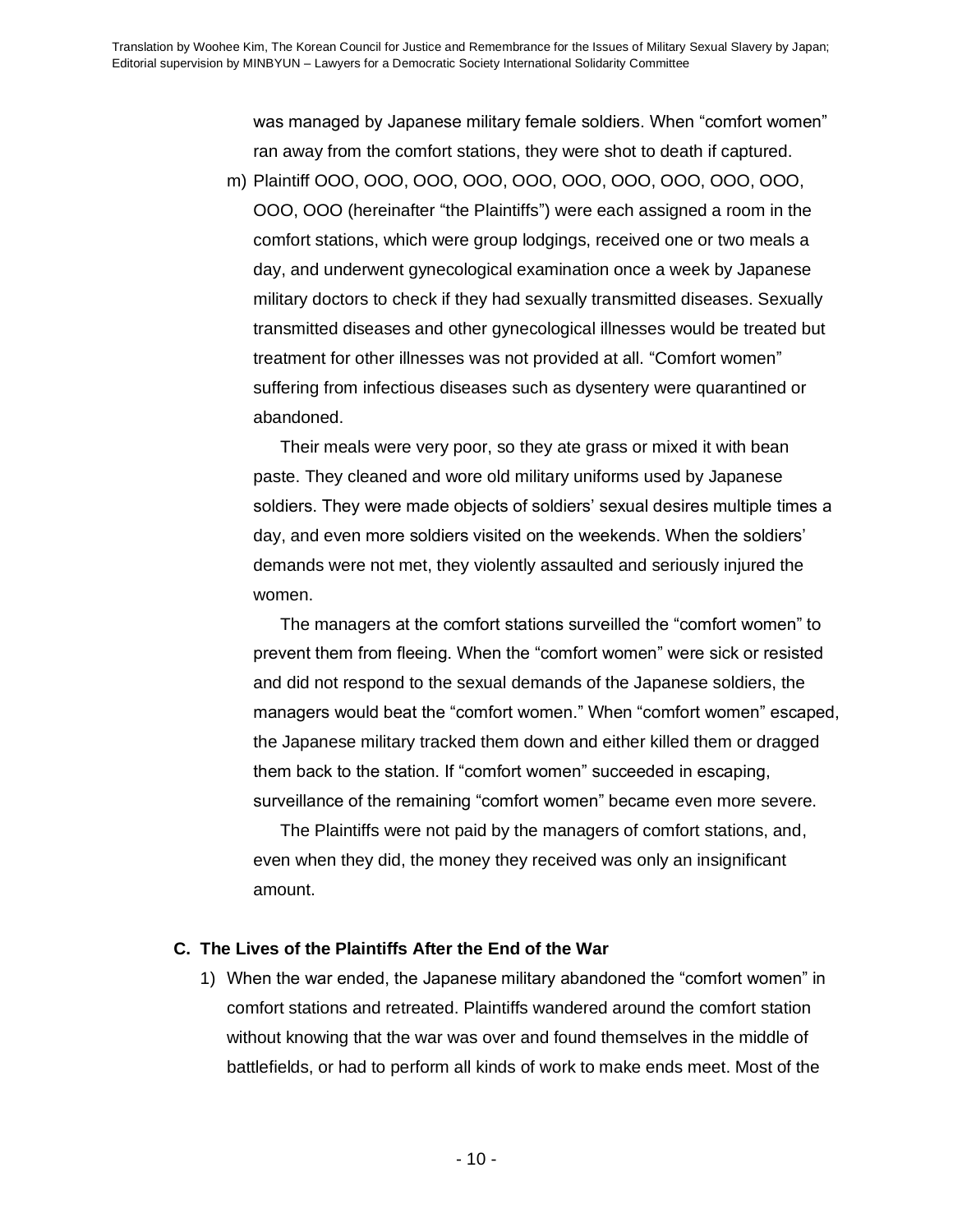was managed by Japanese military female soldiers. When “comfort women” ran away from the comfort stations, they were shot to death if captured.

m) Plaintiff OOO, OOO, OOO, OOO, OOO, OOO, OOO, OOO, OOO, OOO, OOO, OOO (hereinafter “the Plaintiffs”) were each assigned a room in the comfort stations, which were group lodgings, received one or two meals a day, and underwent gynecological examination once a week by Japanese military doctors to check if they had sexually transmitted diseases. Sexually transmitted diseases and other gynecological illnesses would be treated but treatment for other illnesses was not provided at all. “Comfort women” suffering from infectious diseases such as dysentery were quarantined or abandoned.

   Their meals were very poor, so they ate grass or mixed it with bean paste. They cleaned and wore old military uniforms used by Japanese soldiers. They were made objects of soldiers’ sexual desires multiple times a day, and even more soldiers visited on the weekends. When the soldiers’ demands were not met, they violently assaulted and seriously injured the women.

   The managers at the comfort stations surveilled the “comfort women” to prevent them from fleeing. When the “comfort women” were sick or resisted and did not respond to the sexual demands of the Japanese soldiers, the managers would beat the “comfort women.” When “comfort women” escaped, the Japanese military tracked them down and either killed them or dragged them back to the station. If “comfort women” succeeded in escaping, surveillance of the remaining “comfort women” became even more severe.

   The Plaintiffs were not paid by the managers of comfort stations, and, even when they did, the money they received was only an insignificant amount.

### C. The Lives of the Plaintiffs After the End of the War

1) When the war ended, the Japanese military abandoned the “comfort women” in comfort stations and retreated. Plaintiffs wandered around the comfort station without knowing that the war was over and found themselves in the middle of battlefields, or had to perform all kinds of work to make ends meet. Most of the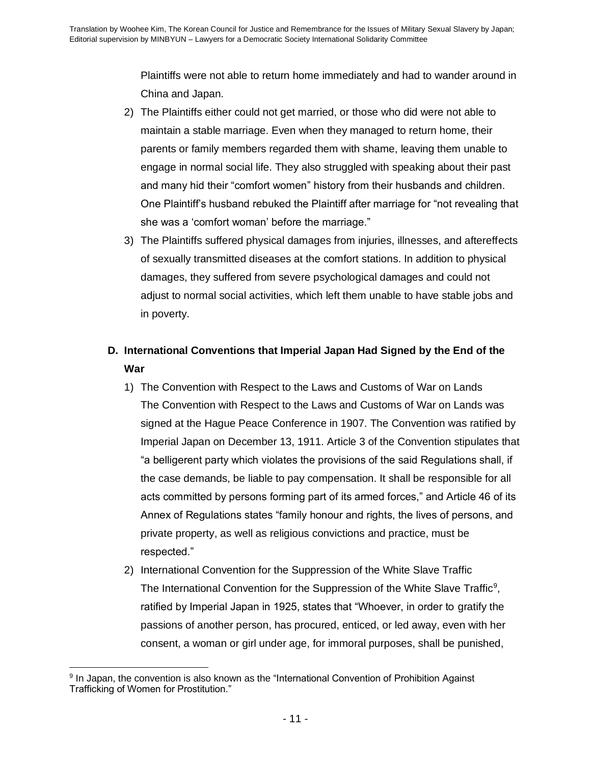Plaintiffs were not able to return home immediately and had to wander around in China and Japan.

2) The Plaintiffs either could not get married, or those who did were not able to maintain a stable marriage. Even when they managed to return home, their parents or family members regarded them with shame, leaving them unable to engage in normal social life. They also struggled with speaking about their past and many hid their "comfort women" history from their husbands and children. One Plaintiff's husband rebuked the Plaintiff after marriage for "not revealing that she was a 'comfort woman' before the marriage."
3) The Plaintiffs suffered physical damages from injuries, illnesses, and aftereffects of sexually transmitted diseases at the comfort stations. In addition to physical damages, they suffered from severe psychological damages and could not adjust to normal social activities, which left them unable to have stable jobs and in poverty.

### D. International Conventions that Imperial Japan Had Signed by the End of the War

1) The Convention with Respect to the Laws and Customs of War on Lands
The Convention with Respect to the Laws and Customs of War on Lands was signed at the Hague Peace Conference in 1907. The Convention was ratified by Imperial Japan on December 13, 1911. Article 3 of the Convention stipulates that "a belligerent party which violates the provisions of the said Regulations shall, if the case demands, be liable to pay compensation. It shall be responsible for all acts committed by persons forming part of its armed forces," and Article 46 of its Annex of Regulations states "family honour and rights, the lives of persons, and private property, as well as religious convictions and practice, must be respected."
2) International Convention for the Suppression of the White Slave Traffic
The International Convention for the Suppression of the White Slave Traffic[9], ratified by Imperial Japan in 1925, states that "Whoever, in order to gratify the passions of another person, has procured, enticed, or led away, even with her consent, a woman or girl under age, for immoral purposes, shall be punished,

[9] In Japan, the convention is also known as the "International Convention of Prohibition Against Trafficking of Women for Prostitution."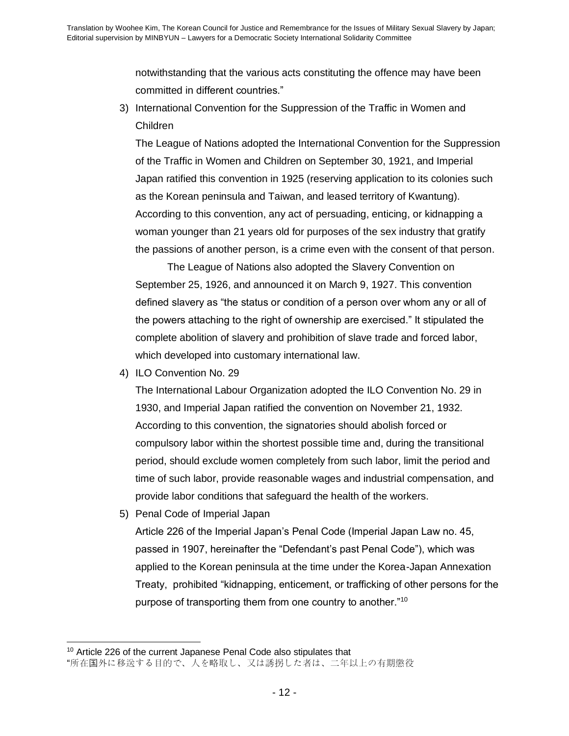notwithstanding that the various acts constituting the offence may have been committed in different countries."

3) International Convention for the Suppression of the Traffic in Women and Children

   The League of Nations adopted the International Convention for the Suppression of the Traffic in Women and Children on September 30, 1921, and Imperial Japan ratified this convention in 1925 (reserving application to its colonies such as the Korean peninsula and Taiwan, and leased territory of Kwantung). According to this convention, any act of persuading, enticing, or kidnapping a woman younger than 21 years old for purposes of the sex industry that gratify the passions of another person, is a crime even with the consent of that person.

   The League of Nations also adopted the Slavery Convention on September 25, 1926, and announced it on March 9, 1927. This convention defined slavery as "the status or condition of a person over whom any or all of the powers attaching to the right of ownership are exercised." It stipulated the complete abolition of slavery and prohibition of slave trade and forced labor, which developed into customary international law.

4) ILO Convention No. 29

   The International Labour Organization adopted the ILO Convention No. 29 in 1930, and Imperial Japan ratified the convention on November 21, 1932. According to this convention, the signatories should abolish forced or compulsory labor within the shortest possible time and, during the transitional period, should exclude women completely from such labor, limit the period and time of such labor, provide reasonable wages and industrial compensation, and provide labor conditions that safeguard the health of the workers.

5) Penal Code of Imperial Japan

   Article 226 of the Imperial Japan's Penal Code (Imperial Japan Law no. 45, passed in 1907, hereinafter the "Defendant's past Penal Code"), which was applied to the Korean peninsula at the time under the Korea-Japan Annexation Treaty, prohibited "kidnapping, enticement, or trafficking of other persons for the purpose of transporting them from one country to another."[10]

---

[10] Article 226 of the current Japanese Penal Code also stipulates that "所在国外に移送する目的で、人を略取し、又は誘拐した者は、二年以上の有期懲役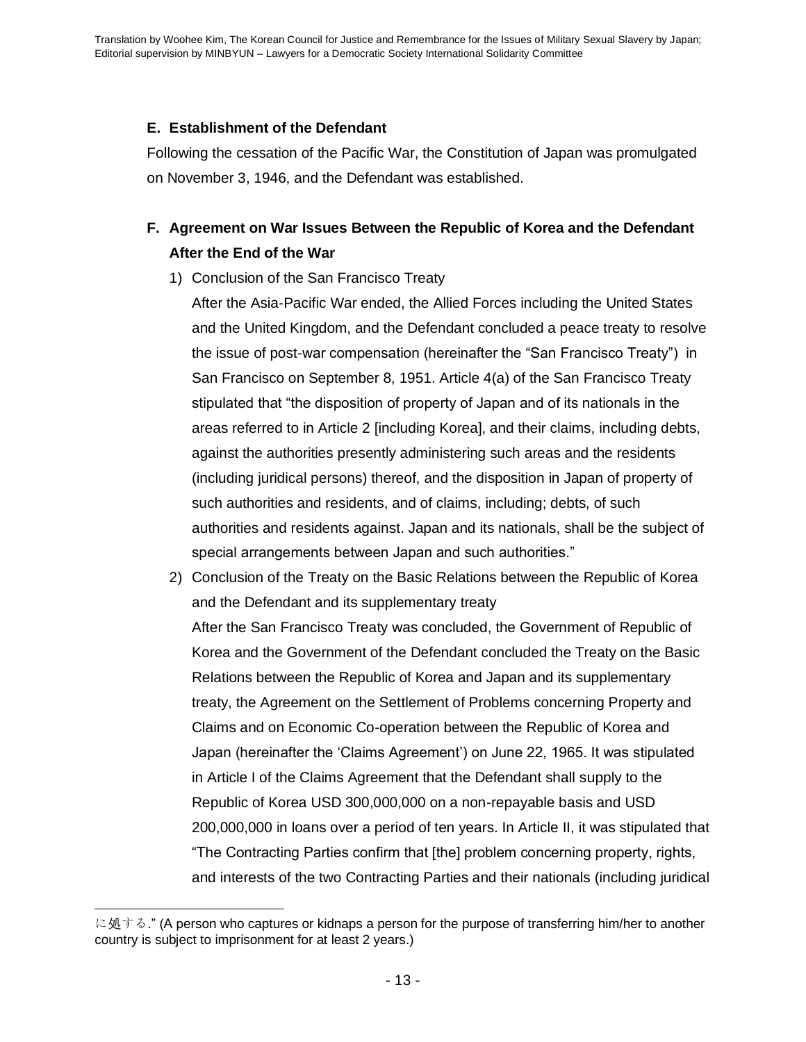**E. Establishment of the Defendant**

Following the cessation of the Pacific War, the Constitution of Japan was promulgated on November 3, 1946, and the Defendant was established.

**F. Agreement on War Issues Between the Republic of Korea and the Defendant After the End of the War**

1) Conclusion of the San Francisco Treaty

   After the Asia-Pacific War ended, the Allied Forces including the United States and the United Kingdom, and the Defendant concluded a peace treaty to resolve the issue of post-war compensation (hereinafter the "San Francisco Treaty") in San Francisco on September 8, 1951. Article 4(a) of the San Francisco Treaty stipulated that "the disposition of property of Japan and of its nationals in the areas referred to in Article 2 [including Korea], and their claims, including debts, against the authorities presently administering such areas and the residents (including juridical persons) thereof, and the disposition in Japan of property of such authorities and residents, and of claims, including; debts, of such authorities and residents against. Japan and its nationals, shall be the subject of special arrangements between Japan and such authorities."

2) Conclusion of the Treaty on the Basic Relations between the Republic of Korea and the Defendant and its supplementary treaty

   After the San Francisco Treaty was concluded, the Government of Republic of Korea and the Government of the Defendant concluded the Treaty on the Basic Relations between the Republic of Korea and Japan and its supplementary treaty, the Agreement on the Settlement of Problems concerning Property and Claims and on Economic Co-operation between the Republic of Korea and Japan (hereinafter the 'Claims Agreement') on June 22, 1965. It was stipulated in Article I of the Claims Agreement that the Defendant shall supply to the Republic of Korea USD 300,000,000 on a non-repayable basis and USD 200,000,000 in loans over a period of ten years. In Article II, it was stipulated that "The Contracting Parties confirm that [the] problem concerning property, rights, and interests of the two Contracting Parties and their nationals (including juridical

---

に処する." (A person who captures or kidnaps a person for the purpose of transferring him/her to another country is subject to imprisonment for at least 2 years.)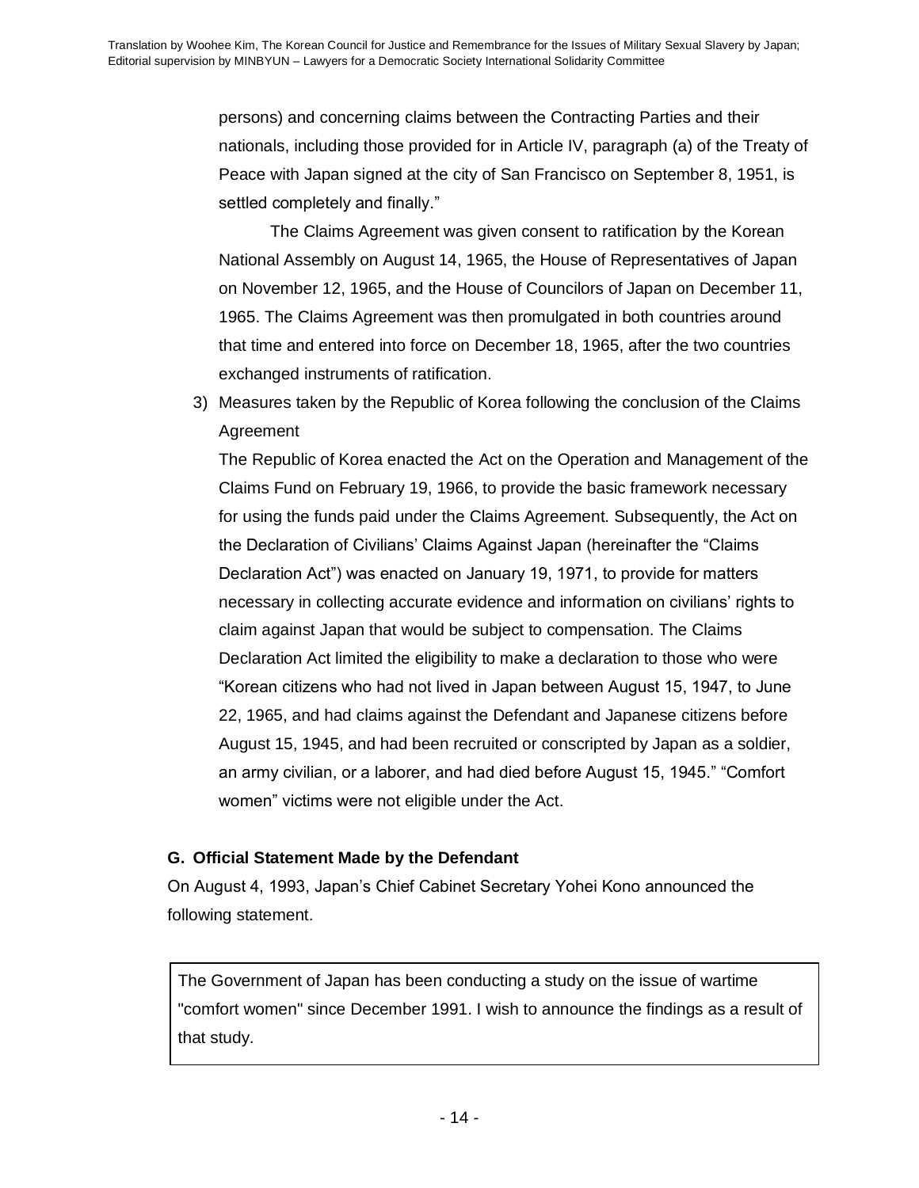persons) and concerning claims between the Contracting Parties and their nationals, including those provided for in Article IV, paragraph (a) of the Treaty of Peace with Japan signed at the city of San Francisco on September 8, 1951, is settled completely and finally."

The Claims Agreement was given consent to ratification by the Korean National Assembly on August 14, 1965, the House of Representatives of Japan on November 12, 1965, and the House of Councilors of Japan on December 11, 1965. The Claims Agreement was then promulgated in both countries around that time and entered into force on December 18, 1965, after the two countries exchanged instruments of ratification.

3) Measures taken by the Republic of Korea following the conclusion of the Claims Agreement

The Republic of Korea enacted the Act on the Operation and Management of the Claims Fund on February 19, 1966, to provide the basic framework necessary for using the funds paid under the Claims Agreement. Subsequently, the Act on the Declaration of Civilians' Claims Against Japan (hereinafter the "Claims Declaration Act") was enacted on January 19, 1971, to provide for matters necessary in collecting accurate evidence and information on civilians' rights to claim against Japan that would be subject to compensation. The Claims Declaration Act limited the eligibility to make a declaration to those who were "Korean citizens who had not lived in Japan between August 15, 1947, to June 22, 1965, and had claims against the Defendant and Japanese citizens before August 15, 1945, and had been recruited or conscripted by Japan as a soldier, an army civilian, or a laborer, and had died before August 15, 1945." "Comfort women" victims were not eligible under the Act.

### G. Official Statement Made by the Defendant

On August 4, 1993, Japan's Chief Cabinet Secretary Yohei Kono announced the following statement.

> The Government of Japan has been conducting a study on the issue of wartime "comfort women" since December 1991. I wish to announce the findings as a result of that study.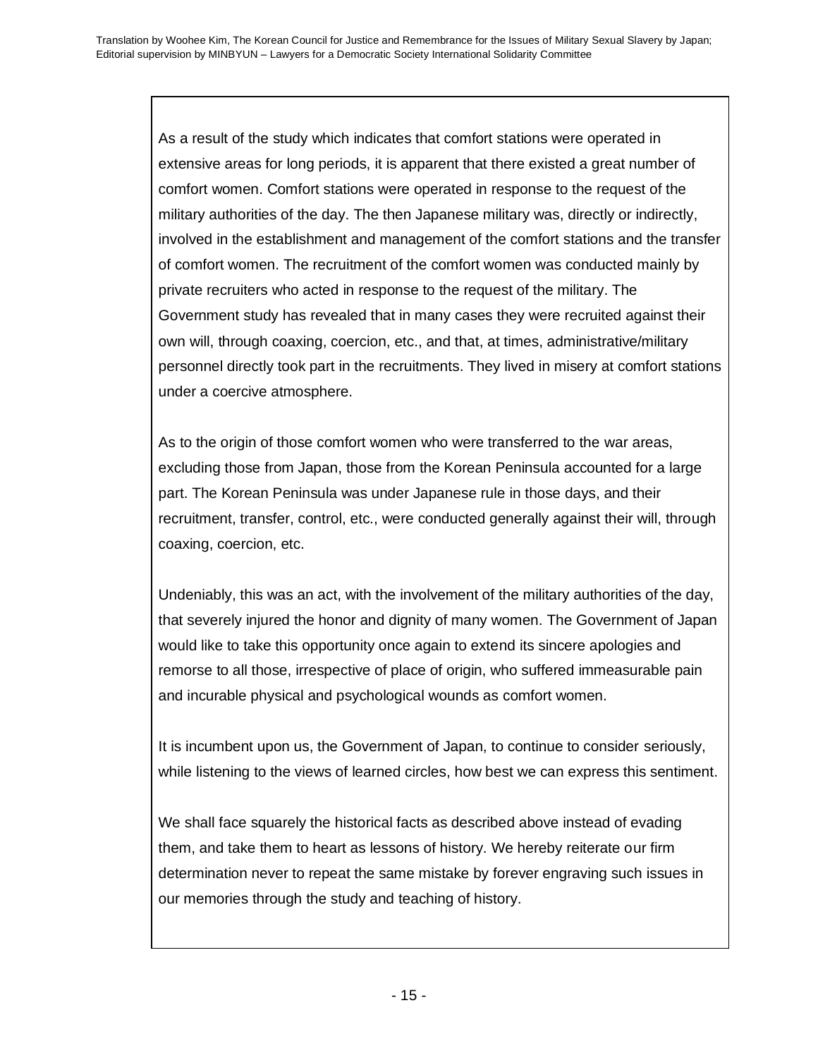As a result of the study which indicates that comfort stations were operated in extensive areas for long periods, it is apparent that there existed a great number of comfort women. Comfort stations were operated in response to the request of the military authorities of the day. The then Japanese military was, directly or indirectly, involved in the establishment and management of the comfort stations and the transfer of comfort women. The recruitment of the comfort women was conducted mainly by private recruiters who acted in response to the request of the military. The Government study has revealed that in many cases they were recruited against their own will, through coaxing, coercion, etc., and that, at times, administrative/military personnel directly took part in the recruitments. They lived in misery at comfort stations under a coercive atmosphere.

As to the origin of those comfort women who were transferred to the war areas, excluding those from Japan, those from the Korean Peninsula accounted for a large part. The Korean Peninsula was under Japanese rule in those days, and their recruitment, transfer, control, etc., were conducted generally against their will, through coaxing, coercion, etc.

Undeniably, this was an act, with the involvement of the military authorities of the day, that severely injured the honor and dignity of many women. The Government of Japan would like to take this opportunity once again to extend its sincere apologies and remorse to all those, irrespective of place of origin, who suffered immeasurable pain and incurable physical and psychological wounds as comfort women.

It is incumbent upon us, the Government of Japan, to continue to consider seriously, while listening to the views of learned circles, how best we can express this sentiment.

We shall face squarely the historical facts as described above instead of evading them, and take them to heart as lessons of history. We hereby reiterate our firm determination never to repeat the same mistake by forever engraving such issues in our memories through the study and teaching of history.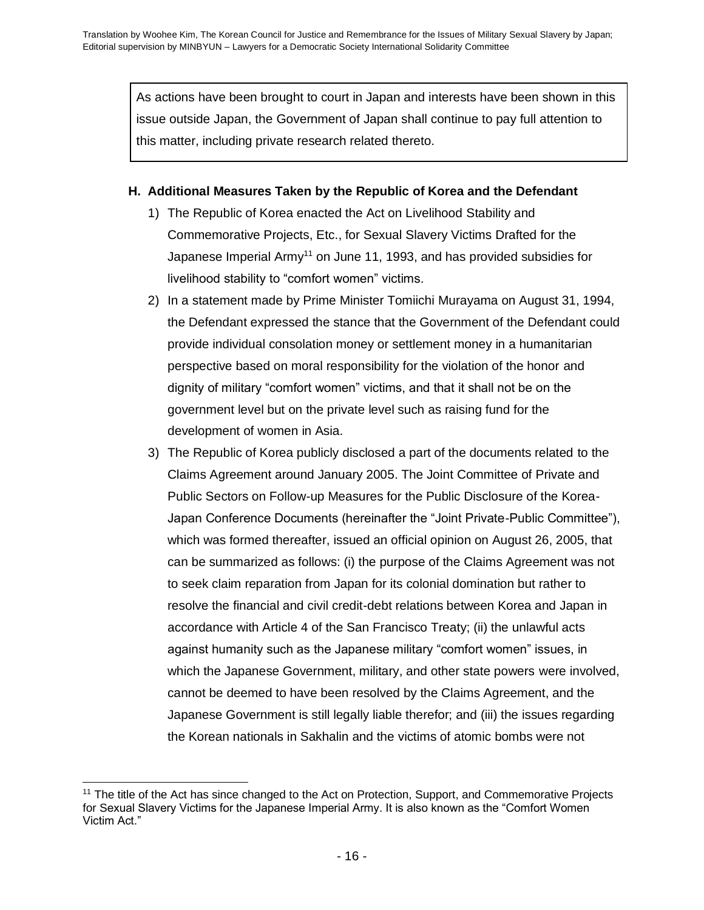As actions have been brought to court in Japan and interests have been shown in this issue outside Japan, the Government of Japan shall continue to pay full attention to this matter, including private research related thereto.

### H. Additional Measures Taken by the Republic of Korea and the Defendant

1) The Republic of Korea enacted the Act on Livelihood Stability and Commemorative Projects, Etc., for Sexual Slavery Victims Drafted for the Japanese Imperial Army[11] on June 11, 1993, and has provided subsidies for livelihood stability to "comfort women" victims.
2) In a statement made by Prime Minister Tomiichi Murayama on August 31, 1994, the Defendant expressed the stance that the Government of the Defendant could provide individual consolation money or settlement money in a humanitarian perspective based on moral responsibility for the violation of the honor and dignity of military "comfort women" victims, and that it shall not be on the government level but on the private level such as raising fund for the development of women in Asia.
3) The Republic of Korea publicly disclosed a part of the documents related to the Claims Agreement around January 2005. The Joint Committee of Private and Public Sectors on Follow-up Measures for the Public Disclosure of the Korea-Japan Conference Documents (hereinafter the "Joint Private-Public Committee"), which was formed thereafter, issued an official opinion on August 26, 2005, that can be summarized as follows: (i) the purpose of the Claims Agreement was not to seek claim reparation from Japan for its colonial domination but rather to resolve the financial and civil credit-debt relations between Korea and Japan in accordance with Article 4 of the San Francisco Treaty; (ii) the unlawful acts against humanity such as the Japanese military "comfort women" issues, in which the Japanese Government, military, and other state powers were involved, cannot be deemed to have been resolved by the Claims Agreement, and the Japanese Government is still legally liable therefor; and (iii) the issues regarding the Korean nationals in Sakhalin and the victims of atomic bombs were not

[11] The title of the Act has since changed to the Act on Protection, Support, and Commemorative Projects for Sexual Slavery Victims for the Japanese Imperial Army. It is also known as the "Comfort Women Victim Act."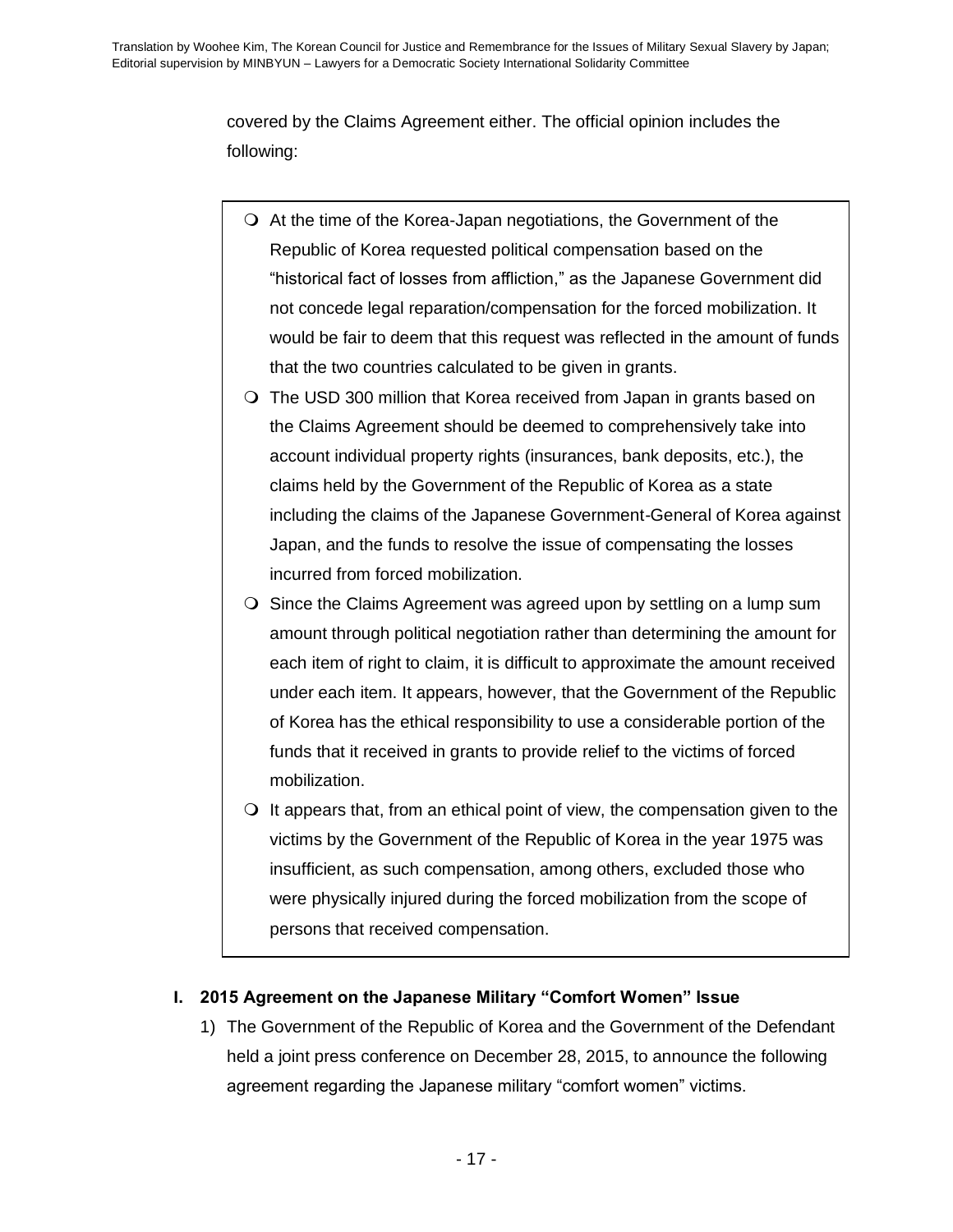covered by the Claims Agreement either. The official opinion includes the following:

> - At the time of the Korea-Japan negotiations, the Government of the Republic of Korea requested political compensation based on the "historical fact of losses from affliction," as the Japanese Government did not concede legal reparation/compensation for the forced mobilization. It would be fair to deem that this request was reflected in the amount of funds that the two countries calculated to be given in grants.
> - The USD 300 million that Korea received from Japan in grants based on the Claims Agreement should be deemed to comprehensively take into account individual property rights (insurances, bank deposits, etc.), the claims held by the Government of the Republic of Korea as a state including the claims of the Japanese Government-General of Korea against Japan, and the funds to resolve the issue of compensating the losses incurred from forced mobilization.
> - Since the Claims Agreement was agreed upon by settling on a lump sum amount through political negotiation rather than determining the amount for each item of right to claim, it is difficult to approximate the amount received under each item. It appears, however, that the Government of the Republic of Korea has the ethical responsibility to use a considerable portion of the funds that it received in grants to provide relief to the victims of forced mobilization.
> - It appears that, from an ethical point of view, the compensation given to the victims by the Government of the Republic of Korea in the year 1975 was insufficient, as such compensation, among others, excluded those who were physically injured during the forced mobilization from the scope of persons that received compensation.

## I. 2015 Agreement on the Japanese Military "Comfort Women" Issue

1) The Government of the Republic of Korea and the Government of the Defendant held a joint press conference on December 28, 2015, to announce the following agreement regarding the Japanese military "comfort women" victims.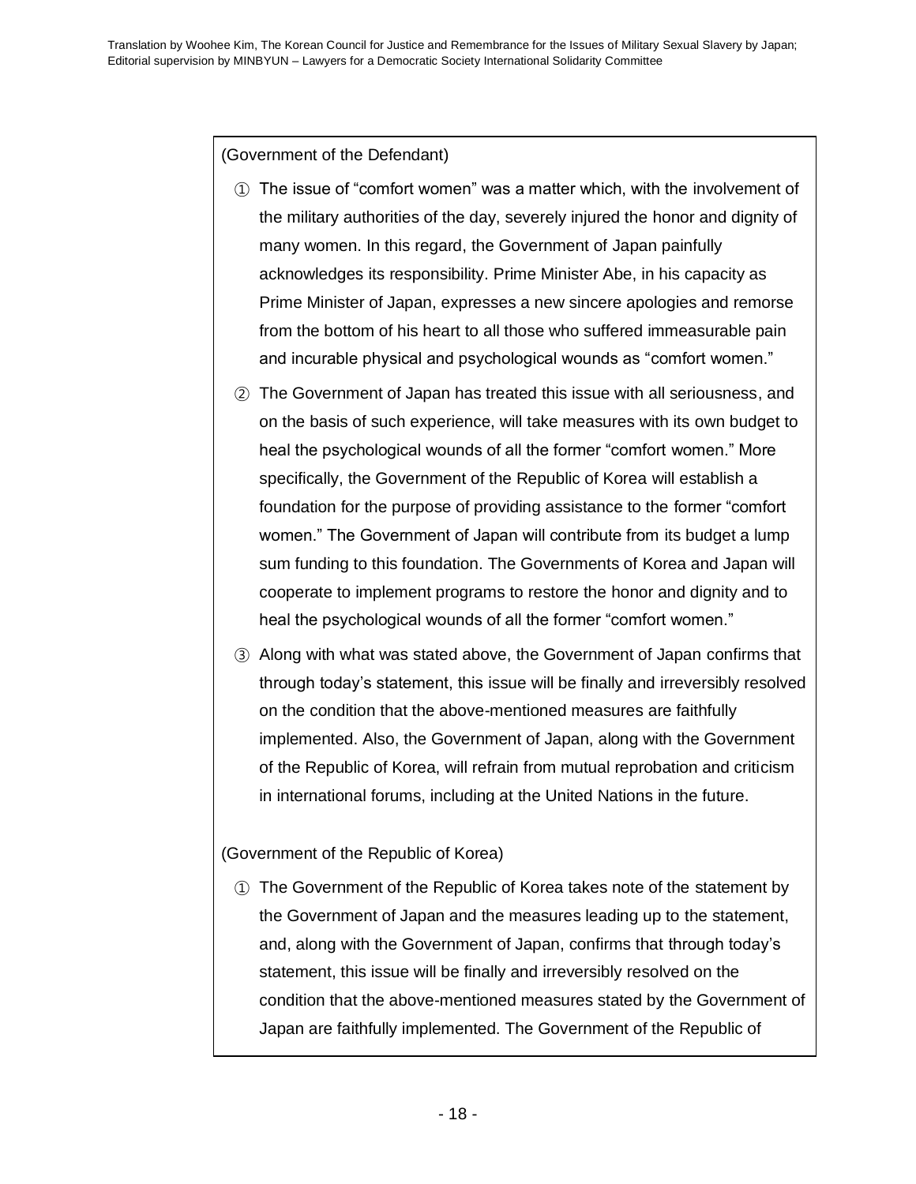(Government of the Defendant)

① The issue of "comfort women" was a matter which, with the involvement of the military authorities of the day, severely injured the honor and dignity of many women. In this regard, the Government of Japan painfully acknowledges its responsibility. Prime Minister Abe, in his capacity as Prime Minister of Japan, expresses a new sincere apologies and remorse from the bottom of his heart to all those who suffered immeasurable pain and incurable physical and psychological wounds as "comfort women."

② The Government of Japan has treated this issue with all seriousness, and on the basis of such experience, will take measures with its own budget to heal the psychological wounds of all the former "comfort women." More specifically, the Government of the Republic of Korea will establish a foundation for the purpose of providing assistance to the former "comfort women." The Government of Japan will contribute from its budget a lump sum funding to this foundation. The Governments of Korea and Japan will cooperate to implement programs to restore the honor and dignity and to heal the psychological wounds of all the former "comfort women."

③ Along with what was stated above, the Government of Japan confirms that through today's statement, this issue will be finally and irreversibly resolved on the condition that the above-mentioned measures are faithfully implemented. Also, the Government of Japan, along with the Government of the Republic of Korea, will refrain from mutual reprobation and criticism in international forums, including at the United Nations in the future.

(Government of the Republic of Korea)

① The Government of the Republic of Korea takes note of the statement by the Government of Japan and the measures leading up to the statement, and, along with the Government of Japan, confirms that through today's statement, this issue will be finally and irreversibly resolved on the condition that the above-mentioned measures stated by the Government of Japan are faithfully implemented. The Government of the Republic of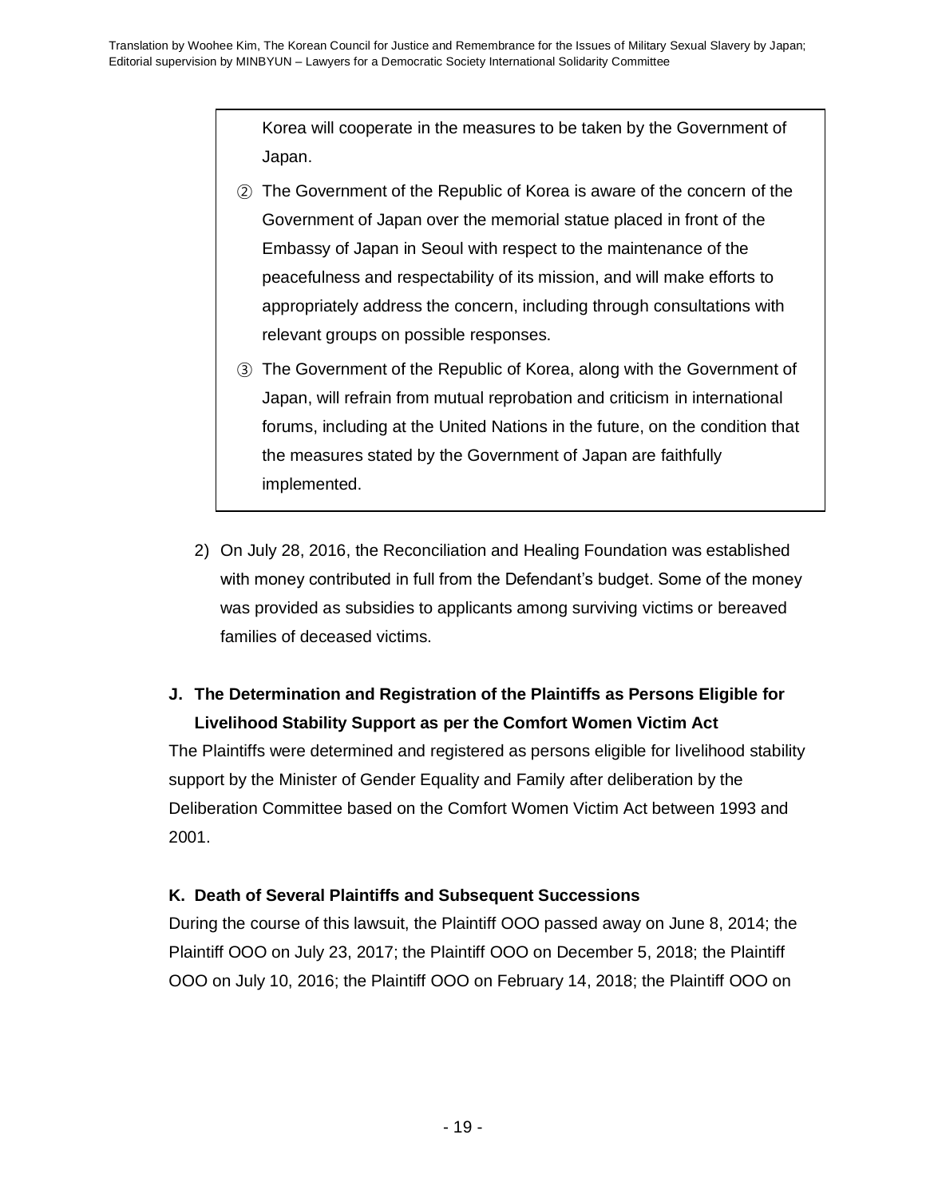> Korea will cooperate in the measures to be taken by the Government of Japan.
>
> ② The Government of the Republic of Korea is aware of the concern of the Government of Japan over the memorial statue placed in front of the Embassy of Japan in Seoul with respect to the maintenance of the peacefulness and respectability of its mission, and will make efforts to appropriately address the concern, including through consultations with relevant groups on possible responses.
>
> ③ The Government of the Republic of Korea, along with the Government of Japan, will refrain from mutual reprobation and criticism in international forums, including at the United Nations in the future, on the condition that the measures stated by the Government of Japan are faithfully implemented.

2) On July 28, 2016, the Reconciliation and Healing Foundation was established with money contributed in full from the Defendant's budget. Some of the money was provided as subsidies to applicants among surviving victims or bereaved families of deceased victims.

**J. The Determination and Registration of the Plaintiffs as Persons Eligible for Livelihood Stability Support as per the Comfort Women Victim Act**

The Plaintiffs were determined and registered as persons eligible for livelihood stability support by the Minister of Gender Equality and Family after deliberation by the Deliberation Committee based on the Comfort Women Victim Act between 1993 and 2001.

**K. Death of Several Plaintiffs and Subsequent Successions**

During the course of this lawsuit, the Plaintiff OOO passed away on June 8, 2014; the Plaintiff OOO on July 23, 2017; the Plaintiff OOO on December 5, 2018; the Plaintiff OOO on July 10, 2016; the Plaintiff OOO on February 14, 2018; the Plaintiff OOO on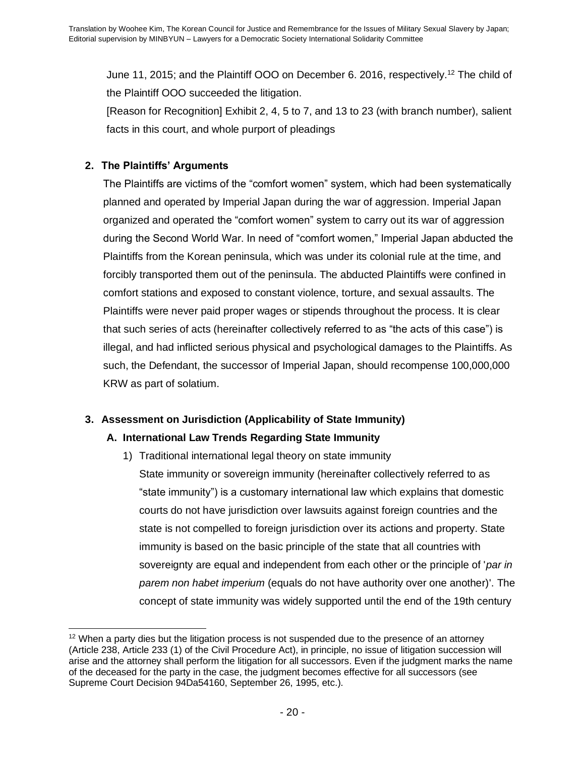June 11, 2015; and the Plaintiff OOO on December 6. 2016, respectively.[12] The child of the Plaintiff OOO succeeded the litigation.

[Reason for Recognition] Exhibit 2, 4, 5 to 7, and 13 to 23 (with branch number), salient facts in this court, and whole purport of pleadings

## 2. The Plaintiffs' Arguments

The Plaintiffs are victims of the "comfort women" system, which had been systematically planned and operated by Imperial Japan during the war of aggression. Imperial Japan organized and operated the "comfort women" system to carry out its war of aggression during the Second World War. In need of "comfort women," Imperial Japan abducted the Plaintiffs from the Korean peninsula, which was under its colonial rule at the time, and forcibly transported them out of the peninsula. The abducted Plaintiffs were confined in comfort stations and exposed to constant violence, torture, and sexual assaults. The Plaintiffs were never paid proper wages or stipends throughout the process. It is clear that such series of acts (hereinafter collectively referred to as "the acts of this case") is illegal, and had inflicted serious physical and psychological damages to the Plaintiffs. As such, the Defendant, the successor of Imperial Japan, should recompense 100,000,000 KRW as part of solatium.

## 3. Assessment on Jurisdiction (Applicability of State Immunity)

### A. International Law Trends Regarding State Immunity

1) Traditional international legal theory on state immunity

State immunity or sovereign immunity (hereinafter collectively referred to as "state immunity") is a customary international law which explains that domestic courts do not have jurisdiction over lawsuits against foreign countries and the state is not compelled to foreign jurisdiction over its actions and property. State immunity is based on the basic principle of the state that all countries with sovereignty are equal and independent from each other or the principle of '*par in parem non habet imperium* (equals do not have authority over one another)'. The concept of state immunity was widely supported until the end of the 19th century

[12] When a party dies but the litigation process is not suspended due to the presence of an attorney (Article 238, Article 233 (1) of the Civil Procedure Act), in principle, no issue of litigation succession will arise and the attorney shall perform the litigation for all successors. Even if the judgment marks the name of the deceased for the party in the case, the judgment becomes effective for all successors (see Supreme Court Decision 94Da54160, September 26, 1995, etc.).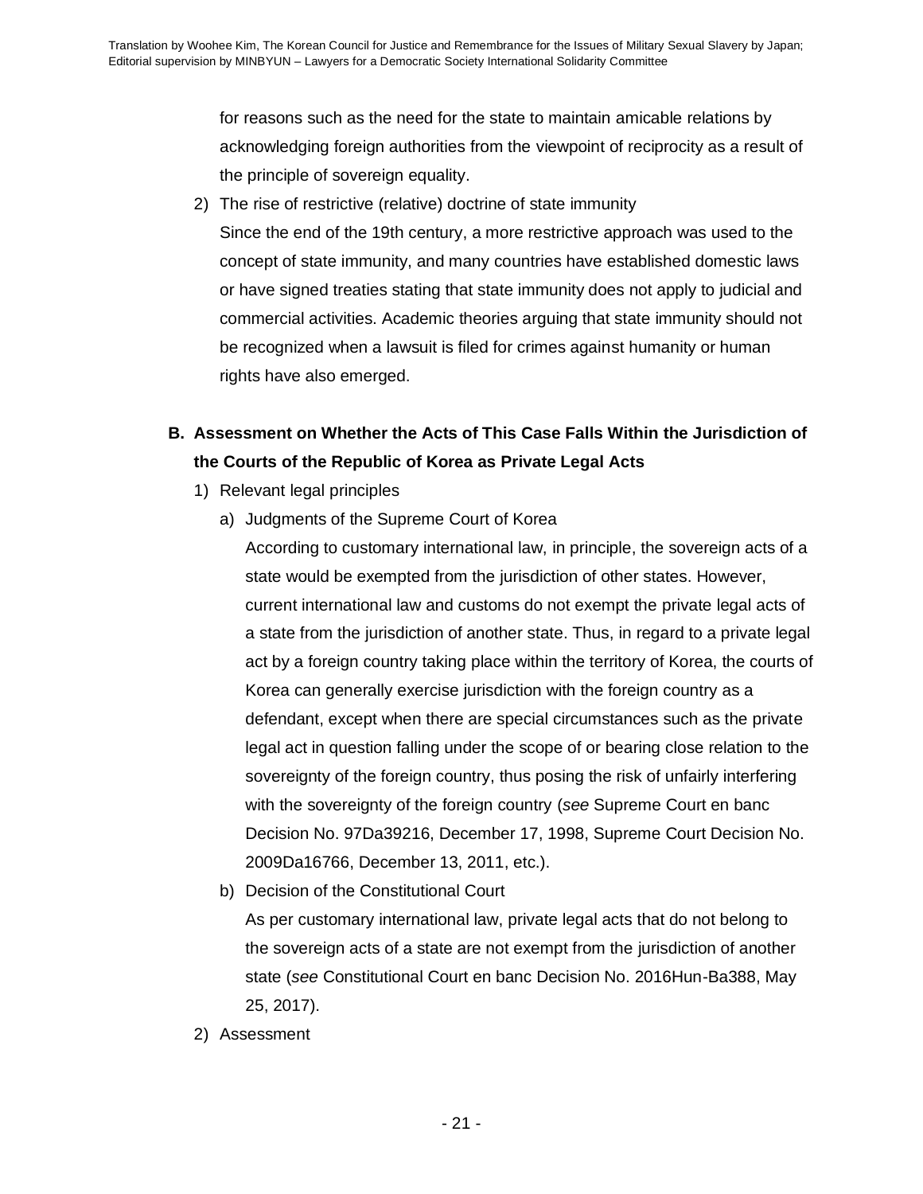for reasons such as the need for the state to maintain amicable relations by acknowledging foreign authorities from the viewpoint of reciprocity as a result of the principle of sovereign equality.

2) The rise of restrictive (relative) doctrine of state immunity

   Since the end of the 19th century, a more restrictive approach was used to the concept of state immunity, and many countries have established domestic laws or have signed treaties stating that state immunity does not apply to judicial and commercial activities. Academic theories arguing that state immunity should not be recognized when a lawsuit is filed for crimes against humanity or human rights have also emerged.

## B. Assessment on Whether the Acts of This Case Falls Within the Jurisdiction of the Courts of the Republic of Korea as Private Legal Acts

1) Relevant legal principles

   a) Judgments of the Supreme Court of Korea

      According to customary international law, in principle, the sovereign acts of a state would be exempted from the jurisdiction of other states. However, current international law and customs do not exempt the private legal acts of a state from the jurisdiction of another state. Thus, in regard to a private legal act by a foreign country taking place within the territory of Korea, the courts of Korea can generally exercise jurisdiction with the foreign country as a defendant, except when there are special circumstances such as the private legal act in question falling under the scope of or bearing close relation to the sovereignty of the foreign country, thus posing the risk of unfairly interfering with the sovereignty of the foreign country (*see* Supreme Court en banc Decision No. 97Da39216, December 17, 1998, Supreme Court Decision No. 2009Da16766, December 13, 2011, etc.).

   b) Decision of the Constitutional Court

      As per customary international law, private legal acts that do not belong to the sovereign acts of a state are not exempt from the jurisdiction of another state (*see* Constitutional Court en banc Decision No. 2016Hun-Ba388, May 25, 2017).

2) Assessment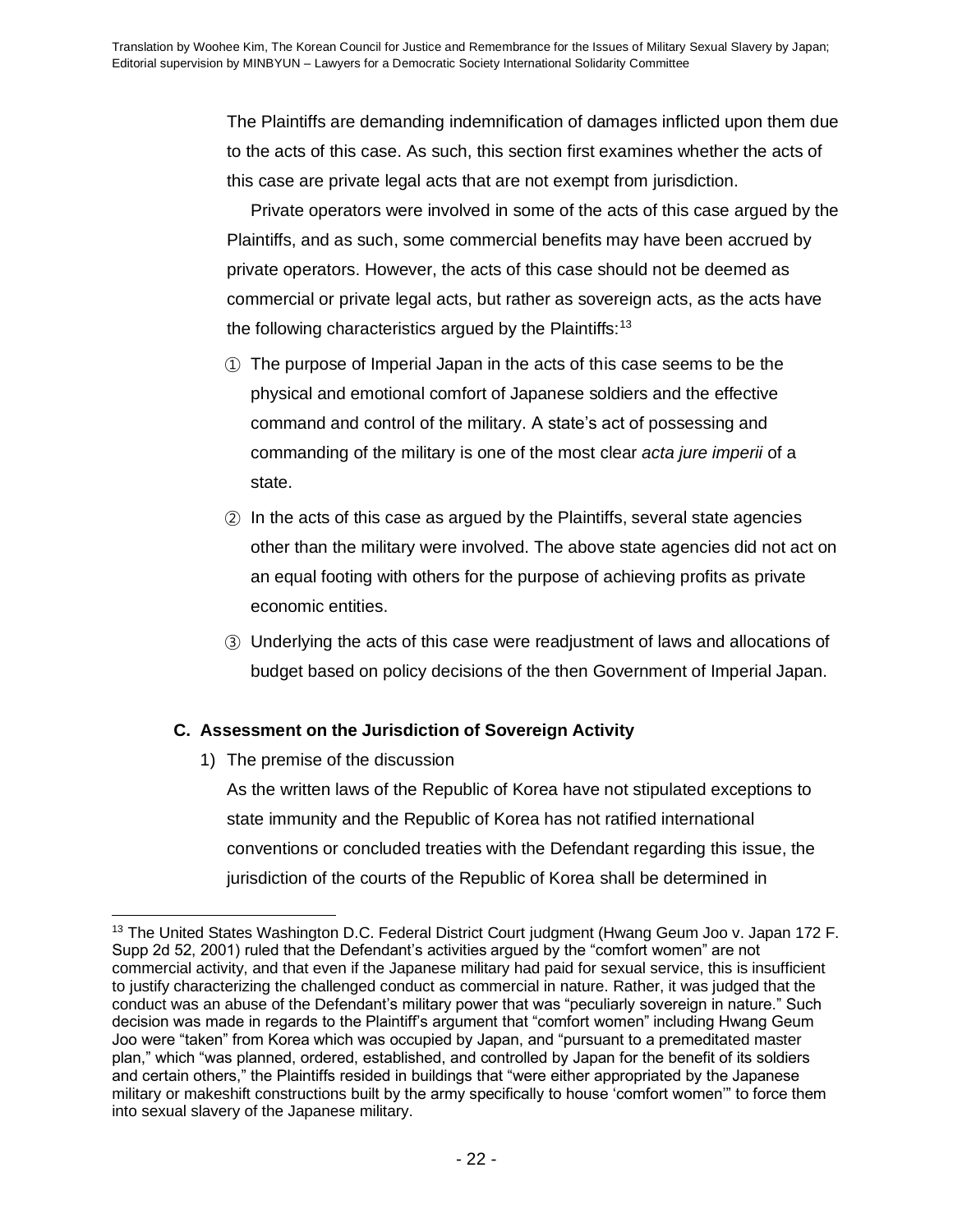The Plaintiffs are demanding indemnification of damages inflicted upon them due to the acts of this case. As such, this section first examines whether the acts of this case are private legal acts that are not exempt from jurisdiction.

Private operators were involved in some of the acts of this case argued by the Plaintiffs, and as such, some commercial benefits may have been accrued by private operators. However, the acts of this case should not be deemed as commercial or private legal acts, but rather as sovereign acts, as the acts have the following characteristics argued by the Plaintiffs:[13]

① The purpose of Imperial Japan in the acts of this case seems to be the physical and emotional comfort of Japanese soldiers and the effective command and control of the military. A state's act of possessing and commanding of the military is one of the most clear *acta jure imperii* of a state.

② In the acts of this case as argued by the Plaintiffs, several state agencies other than the military were involved. The above state agencies did not act on an equal footing with others for the purpose of achieving profits as private economic entities.

③ Underlying the acts of this case were readjustment of laws and allocations of budget based on policy decisions of the then Government of Imperial Japan.

### C. Assessment on the Jurisdiction of Sovereign Activity

1) The premise of the discussion

As the written laws of the Republic of Korea have not stipulated exceptions to state immunity and the Republic of Korea has not ratified international conventions or concluded treaties with the Defendant regarding this issue, the jurisdiction of the courts of the Republic of Korea shall be determined in

---

[13] The United States Washington D.C. Federal District Court judgment (Hwang Geum Joo v. Japan 172 F. Supp 2d 52, 2001) ruled that the Defendant's activities argued by the "comfort women" are not commercial activity, and that even if the Japanese military had paid for sexual service, this is insufficient to justify characterizing the challenged conduct as commercial in nature. Rather, it was judged that the conduct was an abuse of the Defendant's military power that was "peculiarly sovereign in nature." Such decision was made in regards to the Plaintiff's argument that "comfort women" including Hwang Geum Joo were "taken" from Korea which was occupied by Japan, and "pursuant to a premeditated master plan," which "was planned, ordered, established, and controlled by Japan for the benefit of its soldiers and certain others," the Plaintiffs resided in buildings that "were either appropriated by the Japanese military or makeshift constructions built by the army specifically to house 'comfort women'" to force them into sexual slavery of the Japanese military.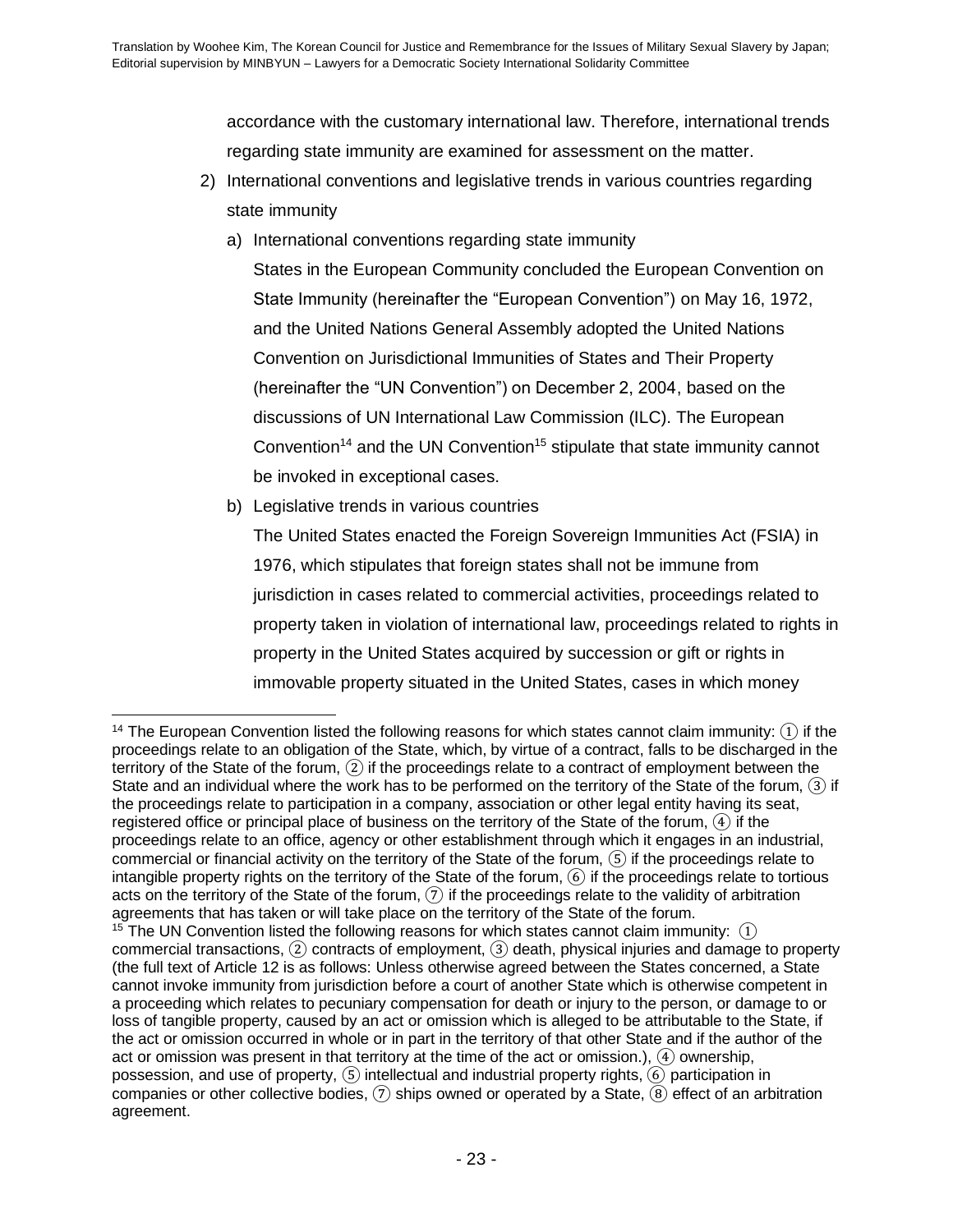accordance with the customary international law. Therefore, international trends regarding state immunity are examined for assessment on the matter.

2) International conventions and legislative trends in various countries regarding state immunity

a) International conventions regarding state immunity

States in the European Community concluded the European Convention on State Immunity (hereinafter the “European Convention”) on May 16, 1972, and the United Nations General Assembly adopted the United Nations Convention on Jurisdictional Immunities of States and Their Property (hereinafter the “UN Convention”) on December 2, 2004, based on the discussions of UN International Law Commission (ILC). The European Convention[14] and the UN Convention[15] stipulate that state immunity cannot be invoked in exceptional cases.

b) Legislative trends in various countries

The United States enacted the Foreign Sovereign Immunities Act (FSIA) in 1976, which stipulates that foreign states shall not be immune from jurisdiction in cases related to commercial activities, proceedings related to property taken in violation of international law, proceedings related to rights in property in the United States acquired by succession or gift or rights in immovable property situated in the United States, cases in which money

---

[14] The European Convention listed the following reasons for which states cannot claim immunity: ① if the proceedings relate to an obligation of the State, which, by virtue of a contract, falls to be discharged in the territory of the State of the forum, ② if the proceedings relate to a contract of employment between the State and an individual where the work has to be performed on the territory of the State of the forum, ③ if the proceedings relate to participation in a company, association or other legal entity having its seat, registered office or principal place of business on the territory of the State of the forum, ④ if the proceedings relate to an office, agency or other establishment through which it engages in an industrial, commercial or financial activity on the territory of the State of the forum, ⑤ if the proceedings relate to intangible property rights on the territory of the State of the forum, ⑥ if the proceedings relate to tortious acts on the territory of the State of the forum, ⑦ if the proceedings relate to the validity of arbitration agreements that has taken or will take place on the territory of the State of the forum.

[15] The UN Convention listed the following reasons for which states cannot claim immunity: ① commercial transactions, ② contracts of employment, ③ death, physical injuries and damage to property (the full text of Article 12 is as follows: Unless otherwise agreed between the States concerned, a State cannot invoke immunity from jurisdiction before a court of another State which is otherwise competent in a proceeding which relates to pecuniary compensation for death or injury to the person, or damage to or loss of tangible property, caused by an act or omission which is alleged to be attributable to the State, if the act or omission occurred in whole or in part in the territory of that other State and if the author of the act or omission was present in that territory at the time of the act or omission.), ④ ownership, possession, and use of property, ⑤ intellectual and industrial property rights, ⑥ participation in companies or other collective bodies, ⑦ ships owned or operated by a State, ⑧ effect of an arbitration agreement.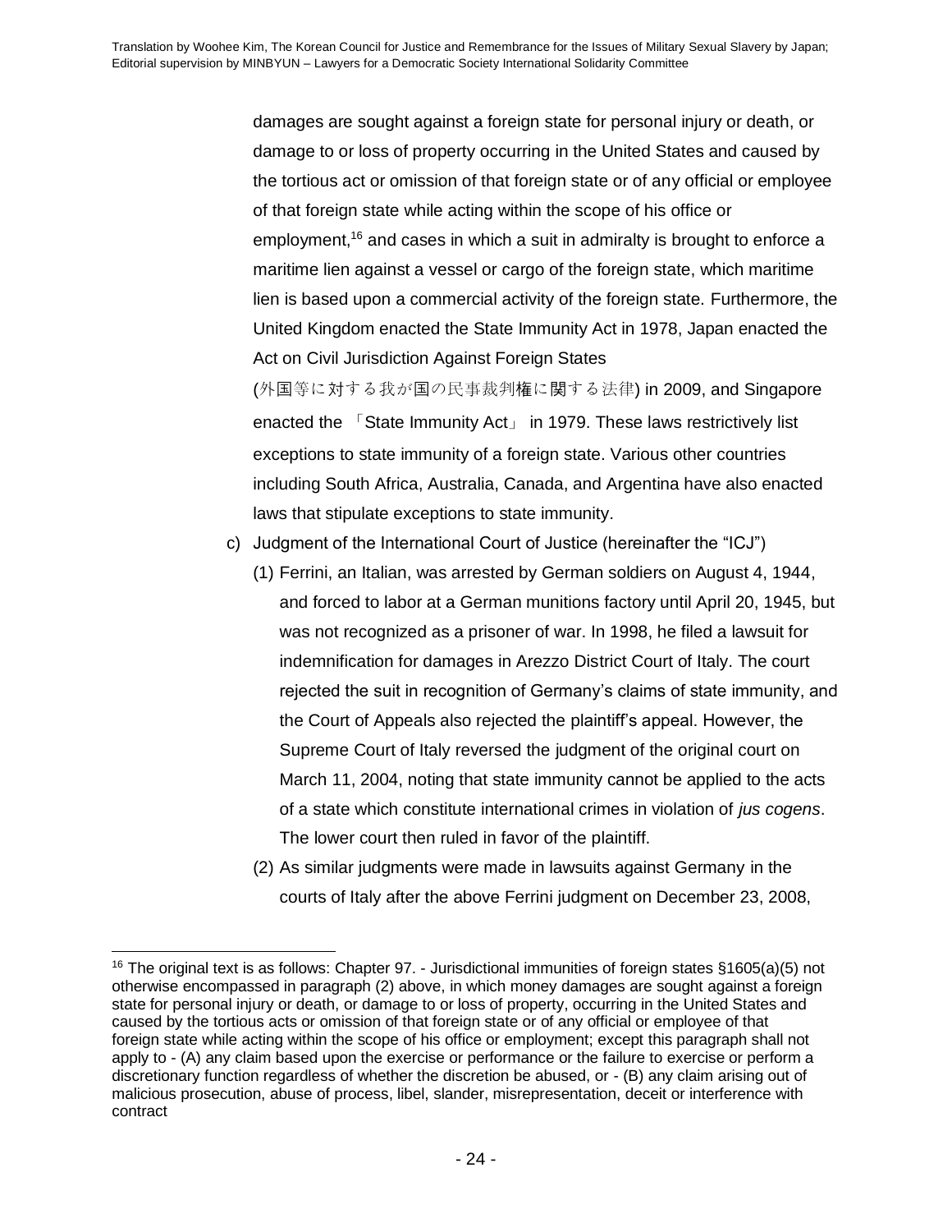damages are sought against a foreign state for personal injury or death, or damage to or loss of property occurring in the United States and caused by the tortious act or omission of that foreign state or of any official or employee of that foreign state while acting within the scope of his office or employment,[16] and cases in which a suit in admiralty is brought to enforce a maritime lien against a vessel or cargo of the foreign state, which maritime lien is based upon a commercial activity of the foreign state. Furthermore, the United Kingdom enacted the State Immunity Act in 1978, Japan enacted the Act on Civil Jurisdiction Against Foreign States (外国等に対する我が国の民事裁判権に関する法律) in 2009, and Singapore enacted the 「State Immunity Act」 in 1979. These laws restrictively list exceptions to state immunity of a foreign state. Various other countries including South Africa, Australia, Canada, and Argentina have also enacted laws that stipulate exceptions to state immunity.

c) Judgment of the International Court of Justice (hereinafter the "ICJ")

(1) Ferrini, an Italian, was arrested by German soldiers on August 4, 1944, and forced to labor at a German munitions factory until April 20, 1945, but was not recognized as a prisoner of war. In 1998, he filed a lawsuit for indemnification for damages in Arezzo District Court of Italy. The court rejected the suit in recognition of Germany's claims of state immunity, and the Court of Appeals also rejected the plaintiff's appeal. However, the Supreme Court of Italy reversed the judgment of the original court on March 11, 2004, noting that state immunity cannot be applied to the acts of a state which constitute international crimes in violation of *jus cogens*. The lower court then ruled in favor of the plaintiff.

(2) As similar judgments were made in lawsuits against Germany in the courts of Italy after the above Ferrini judgment on December 23, 2008,

---

[16] The original text is as follows: Chapter 97. - Jurisdictional immunities of foreign states §1605(a)(5) not otherwise encompassed in paragraph (2) above, in which money damages are sought against a foreign state for personal injury or death, or damage to or loss of property, occurring in the United States and caused by the tortious acts or omission of that foreign state or of any official or employee of that foreign state while acting within the scope of his office or employment; except this paragraph shall not apply to - (A) any claim based upon the exercise or performance or the failure to exercise or perform a discretionary function regardless of whether the discretion be abused, or - (B) any claim arising out of malicious prosecution, abuse of process, libel, slander, misrepresentation, deceit or interference with contract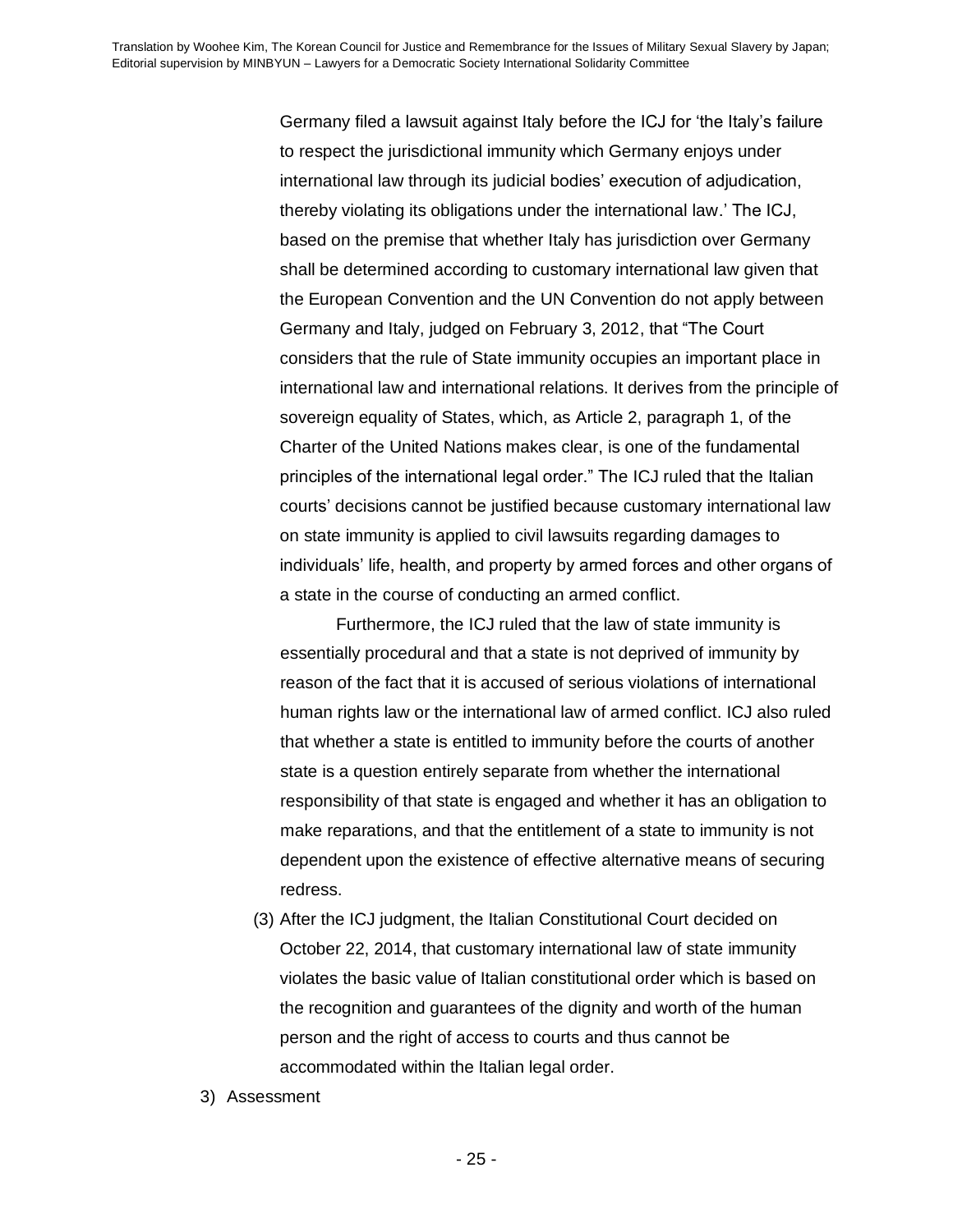Germany filed a lawsuit against Italy before the ICJ for 'the Italy's failure to respect the jurisdictional immunity which Germany enjoys under international law through its judicial bodies' execution of adjudication, thereby violating its obligations under the international law.' The ICJ, based on the premise that whether Italy has jurisdiction over Germany shall be determined according to customary international law given that the European Convention and the UN Convention do not apply between Germany and Italy, judged on February 3, 2012, that "The Court considers that the rule of State immunity occupies an important place in international law and international relations. It derives from the principle of sovereign equality of States, which, as Article 2, paragraph 1, of the Charter of the United Nations makes clear, is one of the fundamental principles of the international legal order." The ICJ ruled that the Italian courts' decisions cannot be justified because customary international law on state immunity is applied to civil lawsuits regarding damages to individuals' life, health, and property by armed forces and other organs of a state in the course of conducting an armed conflict.

Furthermore, the ICJ ruled that the law of state immunity is essentially procedural and that a state is not deprived of immunity by reason of the fact that it is accused of serious violations of international human rights law or the international law of armed conflict. ICJ also ruled that whether a state is entitled to immunity before the courts of another state is a question entirely separate from whether the international responsibility of that state is engaged and whether it has an obligation to make reparations, and that the entitlement of a state to immunity is not dependent upon the existence of effective alternative means of securing redress.

(3) After the ICJ judgment, the Italian Constitutional Court decided on October 22, 2014, that customary international law of state immunity violates the basic value of Italian constitutional order which is based on the recognition and guarantees of the dignity and worth of the human person and the right of access to courts and thus cannot be accommodated within the Italian legal order.

3) Assessment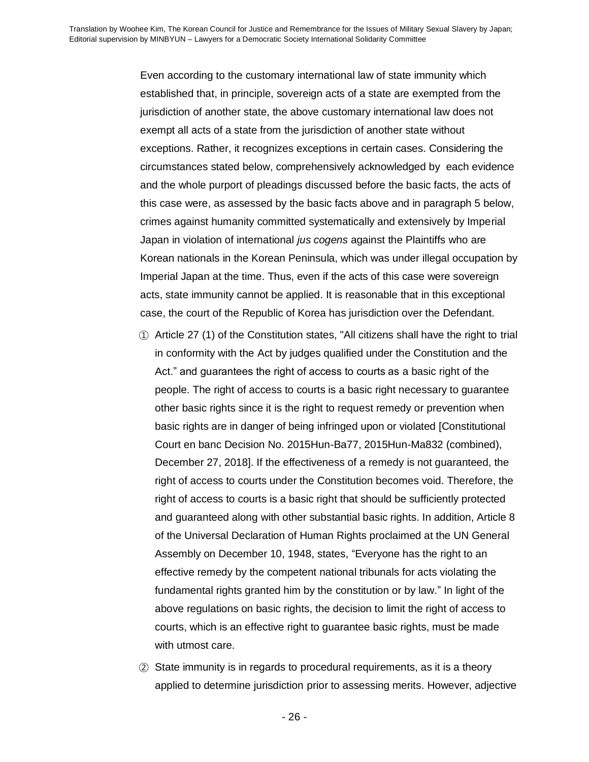Even according to the customary international law of state immunity which established that, in principle, sovereign acts of a state are exempted from the jurisdiction of another state, the above customary international law does not exempt all acts of a state from the jurisdiction of another state without exceptions. Rather, it recognizes exceptions in certain cases. Considering the circumstances stated below, comprehensively acknowledged by each evidence and the whole purport of pleadings discussed before the basic facts, the acts of this case were, as assessed by the basic facts above and in paragraph 5 below, crimes against humanity committed systematically and extensively by Imperial Japan in violation of international *jus cogens* against the Plaintiffs who are Korean nationals in the Korean Peninsula, which was under illegal occupation by Imperial Japan at the time. Thus, even if the acts of this case were sovereign acts, state immunity cannot be applied. It is reasonable that in this exceptional case, the court of the Republic of Korea has jurisdiction over the Defendant.

① Article 27 (1) of the Constitution states, "All citizens shall have the right to trial in conformity with the Act by judges qualified under the Constitution and the Act." and guarantees the right of access to courts as a basic right of the people. The right of access to courts is a basic right necessary to guarantee other basic rights since it is the right to request remedy or prevention when basic rights are in danger of being infringed upon or violated [Constitutional Court en banc Decision No. 2015Hun-Ba77, 2015Hun-Ma832 (combined), December 27, 2018]. If the effectiveness of a remedy is not guaranteed, the right of access to courts under the Constitution becomes void. Therefore, the right of access to courts is a basic right that should be sufficiently protected and guaranteed along with other substantial basic rights. In addition, Article 8 of the Universal Declaration of Human Rights proclaimed at the UN General Assembly on December 10, 1948, states, "Everyone has the right to an effective remedy by the competent national tribunals for acts violating the fundamental rights granted him by the constitution or by law." In light of the above regulations on basic rights, the decision to limit the right of access to courts, which is an effective right to guarantee basic rights, must be made with utmost care.

② State immunity is in regards to procedural requirements, as it is a theory applied to determine jurisdiction prior to assessing merits. However, adjective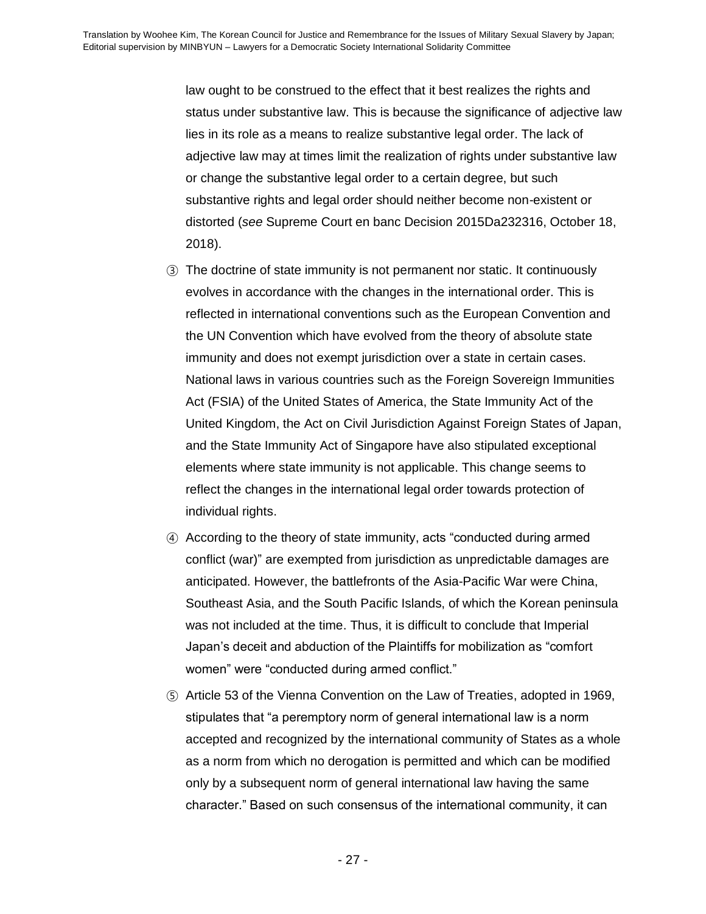law ought to be construed to the effect that it best realizes the rights and status under substantive law. This is because the significance of adjective law lies in its role as a means to realize substantive legal order. The lack of adjective law may at times limit the realization of rights under substantive law or change the substantive legal order to a certain degree, but such substantive rights and legal order should neither become non-existent or distorted (*see* Supreme Court en banc Decision 2015Da232316, October 18, 2018).

③ The doctrine of state immunity is not permanent nor static. It continuously evolves in accordance with the changes in the international order. This is reflected in international conventions such as the European Convention and the UN Convention which have evolved from the theory of absolute state immunity and does not exempt jurisdiction over a state in certain cases. National laws in various countries such as the Foreign Sovereign Immunities Act (FSIA) of the United States of America, the State Immunity Act of the United Kingdom, the Act on Civil Jurisdiction Against Foreign States of Japan, and the State Immunity Act of Singapore have also stipulated exceptional elements where state immunity is not applicable. This change seems to reflect the changes in the international legal order towards protection of individual rights.

④ According to the theory of state immunity, acts "conducted during armed conflict (war)" are exempted from jurisdiction as unpredictable damages are anticipated. However, the battlefronts of the Asia-Pacific War were China, Southeast Asia, and the South Pacific Islands, of which the Korean peninsula was not included at the time. Thus, it is difficult to conclude that Imperial Japan's deceit and abduction of the Plaintiffs for mobilization as "comfort women" were "conducted during armed conflict."

⑤ Article 53 of the Vienna Convention on the Law of Treaties, adopted in 1969, stipulates that "a peremptory norm of general international law is a norm accepted and recognized by the international community of States as a whole as a norm from which no derogation is permitted and which can be modified only by a subsequent norm of general international law having the same character." Based on such consensus of the international community, it can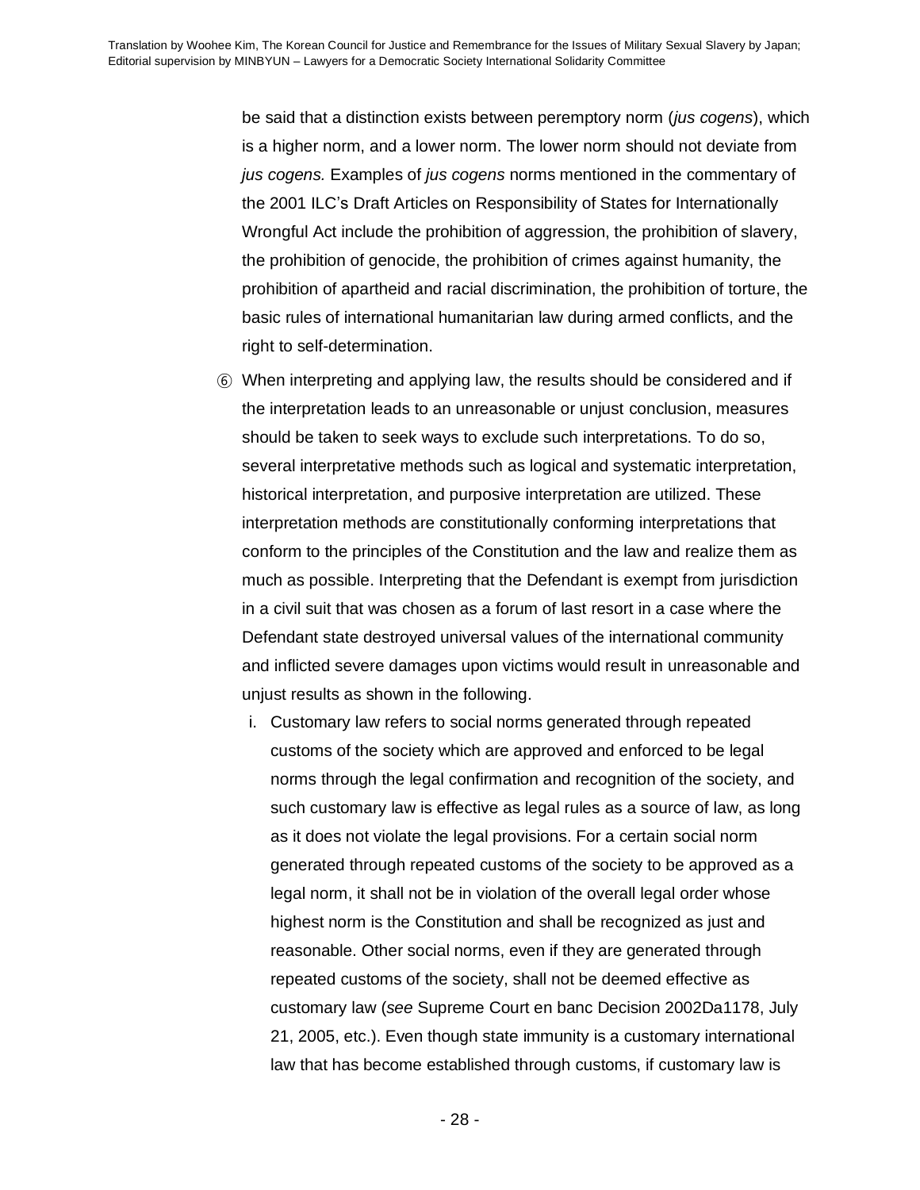be said that a distinction exists between peremptory norm (*jus cogens*), which is a higher norm, and a lower norm. The lower norm should not deviate from *jus cogens.* Examples of *jus cogens* norms mentioned in the commentary of the 2001 ILC's Draft Articles on Responsibility of States for Internationally Wrongful Act include the prohibition of aggression, the prohibition of slavery, the prohibition of genocide, the prohibition of crimes against humanity, the prohibition of apartheid and racial discrimination, the prohibition of torture, the basic rules of international humanitarian law during armed conflicts, and the right to self-determination.

⑥ When interpreting and applying law, the results should be considered and if the interpretation leads to an unreasonable or unjust conclusion, measures should be taken to seek ways to exclude such interpretations. To do so, several interpretative methods such as logical and systematic interpretation, historical interpretation, and purposive interpretation are utilized. These interpretation methods are constitutionally conforming interpretations that conform to the principles of the Constitution and the law and realize them as much as possible. Interpreting that the Defendant is exempt from jurisdiction in a civil suit that was chosen as a forum of last resort in a case where the Defendant state destroyed universal values of the international community and inflicted severe damages upon victims would result in unreasonable and unjust results as shown in the following.

i. Customary law refers to social norms generated through repeated customs of the society which are approved and enforced to be legal norms through the legal confirmation and recognition of the society, and such customary law is effective as legal rules as a source of law, as long as it does not violate the legal provisions. For a certain social norm generated through repeated customs of the society to be approved as a legal norm, it shall not be in violation of the overall legal order whose highest norm is the Constitution and shall be recognized as just and reasonable. Other social norms, even if they are generated through repeated customs of the society, shall not be deemed effective as customary law (*see* Supreme Court en banc Decision 2002Da1178, July 21, 2005, etc.). Even though state immunity is a customary international law that has become established through customs, if customary law is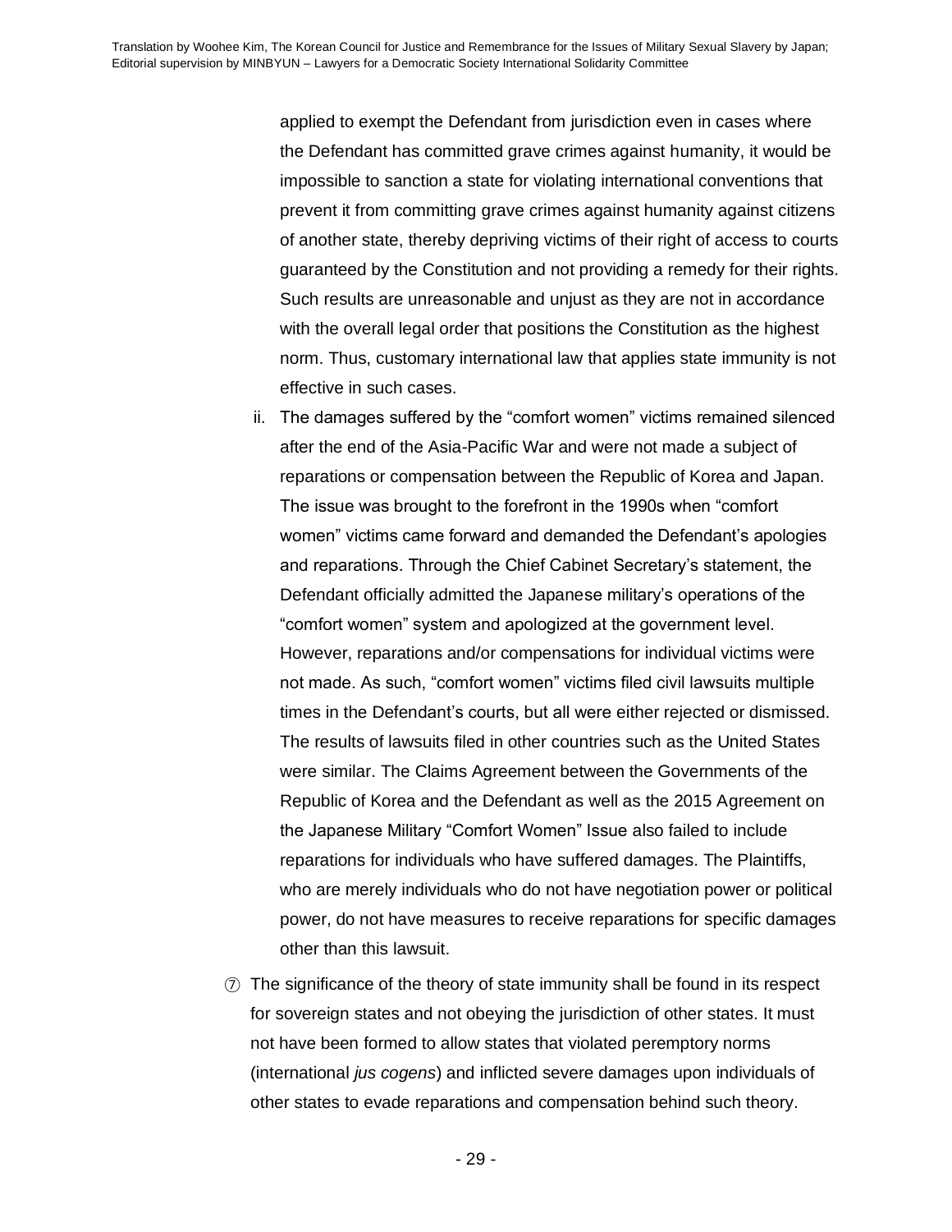applied to exempt the Defendant from jurisdiction even in cases where the Defendant has committed grave crimes against humanity, it would be impossible to sanction a state for violating international conventions that prevent it from committing grave crimes against humanity against citizens of another state, thereby depriving victims of their right of access to courts guaranteed by the Constitution and not providing a remedy for their rights. Such results are unreasonable and unjust as they are not in accordance with the overall legal order that positions the Constitution as the highest norm. Thus, customary international law that applies state immunity is not effective in such cases.

ii. The damages suffered by the "comfort women" victims remained silenced after the end of the Asia-Pacific War and were not made a subject of reparations or compensation between the Republic of Korea and Japan. The issue was brought to the forefront in the 1990s when "comfort women" victims came forward and demanded the Defendant's apologies and reparations. Through the Chief Cabinet Secretary's statement, the Defendant officially admitted the Japanese military's operations of the "comfort women" system and apologized at the government level. However, reparations and/or compensations for individual victims were not made. As such, "comfort women" victims filed civil lawsuits multiple times in the Defendant's courts, but all were either rejected or dismissed. The results of lawsuits filed in other countries such as the United States were similar. The Claims Agreement between the Governments of the Republic of Korea and the Defendant as well as the 2015 Agreement on the Japanese Military "Comfort Women" Issue also failed to include reparations for individuals who have suffered damages. The Plaintiffs, who are merely individuals who do not have negotiation power or political power, do not have measures to receive reparations for specific damages other than this lawsuit.

⑦ The significance of the theory of state immunity shall be found in its respect for sovereign states and not obeying the jurisdiction of other states. It must not have been formed to allow states that violated peremptory norms (international *jus cogens*) and inflicted severe damages upon individuals of other states to evade reparations and compensation behind such theory.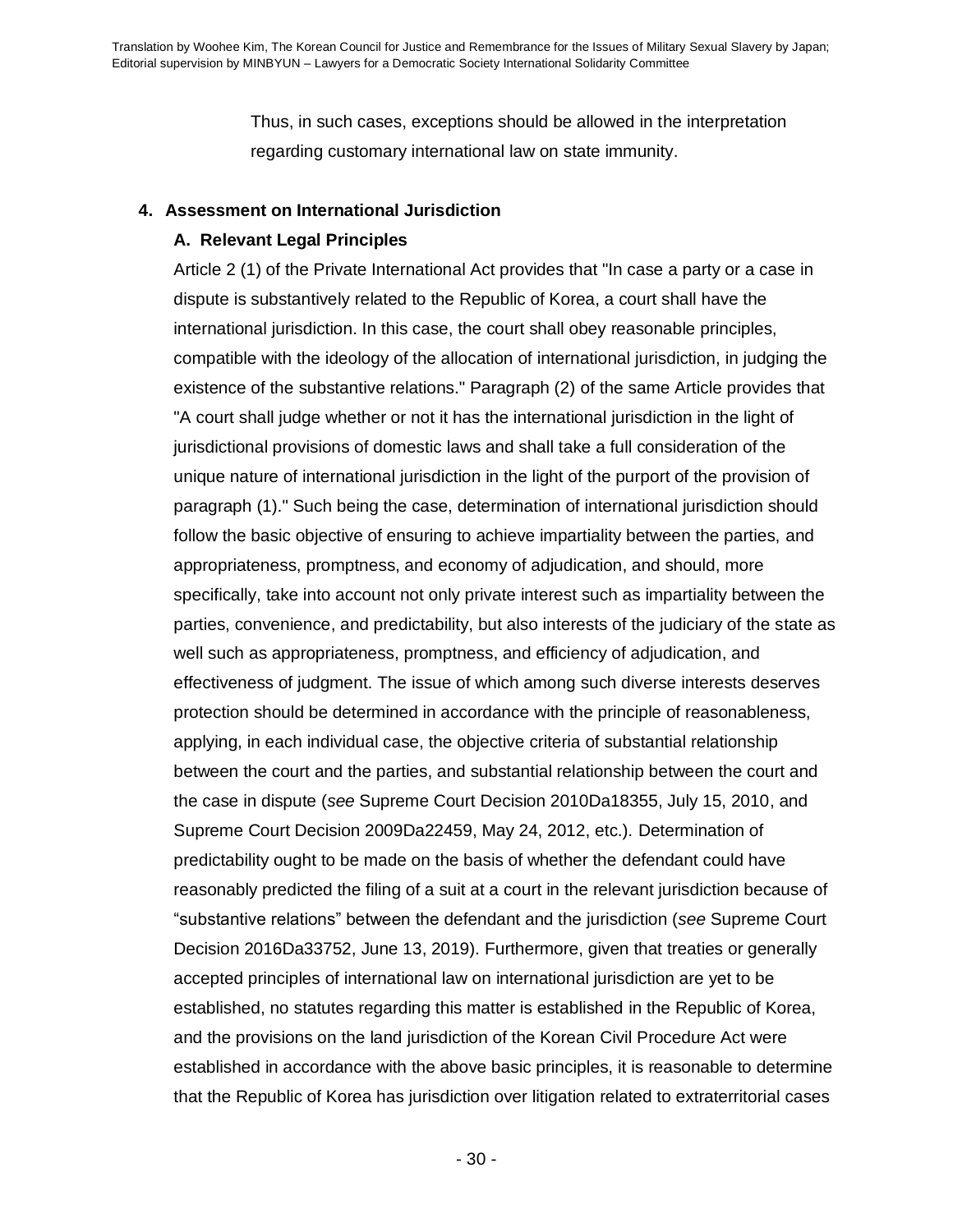Thus, in such cases, exceptions should be allowed in the interpretation regarding customary international law on state immunity.

## 4. Assessment on International Jurisdiction

### A. Relevant Legal Principles

Article 2 (1) of the Private International Act provides that "In case a party or a case in dispute is substantively related to the Republic of Korea, a court shall have the international jurisdiction. In this case, the court shall obey reasonable principles, compatible with the ideology of the allocation of international jurisdiction, in judging the existence of the substantive relations." Paragraph (2) of the same Article provides that "A court shall judge whether or not it has the international jurisdiction in the light of jurisdictional provisions of domestic laws and shall take a full consideration of the unique nature of international jurisdiction in the light of the purport of the provision of paragraph (1)." Such being the case, determination of international jurisdiction should follow the basic objective of ensuring to achieve impartiality between the parties, and appropriateness, promptness, and economy of adjudication, and should, more specifically, take into account not only private interest such as impartiality between the parties, convenience, and predictability, but also interests of the judiciary of the state as well such as appropriateness, promptness, and efficiency of adjudication, and effectiveness of judgment. The issue of which among such diverse interests deserves protection should be determined in accordance with the principle of reasonableness, applying, in each individual case, the objective criteria of substantial relationship between the court and the parties, and substantial relationship between the court and the case in dispute (*see* Supreme Court Decision 2010Da18355, July 15, 2010, and Supreme Court Decision 2009Da22459, May 24, 2012, etc.). Determination of predictability ought to be made on the basis of whether the defendant could have reasonably predicted the filing of a suit at a court in the relevant jurisdiction because of "substantive relations" between the defendant and the jurisdiction (*see* Supreme Court Decision 2016Da33752, June 13, 2019). Furthermore, given that treaties or generally accepted principles of international law on international jurisdiction are yet to be established, no statutes regarding this matter is established in the Republic of Korea, and the provisions on the land jurisdiction of the Korean Civil Procedure Act were established in accordance with the above basic principles, it is reasonable to determine that the Republic of Korea has jurisdiction over litigation related to extraterritorial cases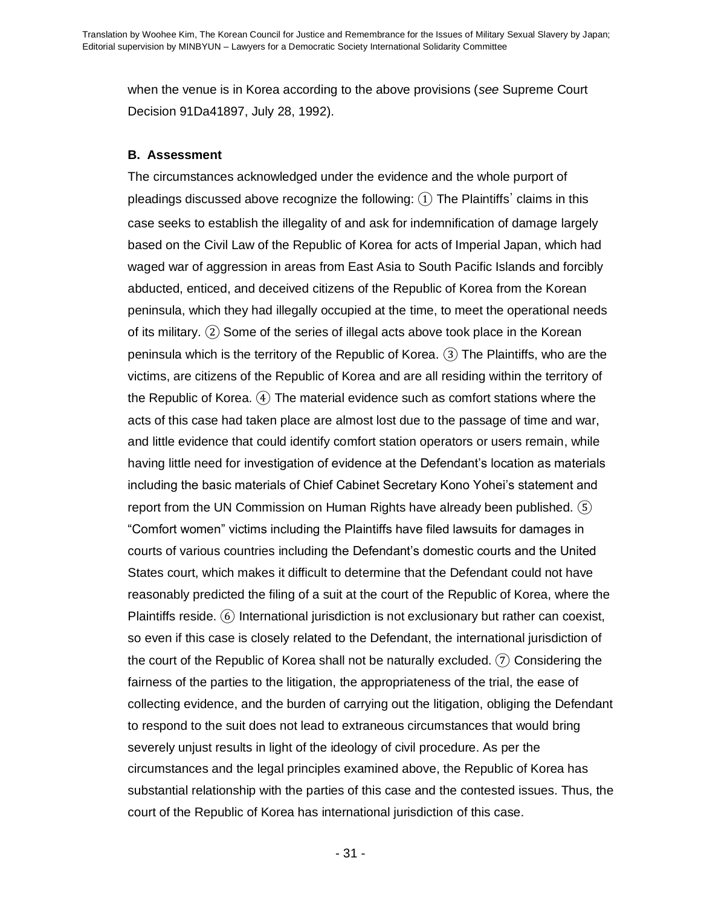when the venue is in Korea according to the above provisions (*see* Supreme Court Decision 91Da41897, July 28, 1992).

**B. Assessment**

The circumstances acknowledged under the evidence and the whole purport of pleadings discussed above recognize the following: ① The Plaintiffs' claims in this case seeks to establish the illegality of and ask for indemnification of damage largely based on the Civil Law of the Republic of Korea for acts of Imperial Japan, which had waged war of aggression in areas from East Asia to South Pacific Islands and forcibly abducted, enticed, and deceived citizens of the Republic of Korea from the Korean peninsula, which they had illegally occupied at the time, to meet the operational needs of its military. ② Some of the series of illegal acts above took place in the Korean peninsula which is the territory of the Republic of Korea. ③ The Plaintiffs, who are the victims, are citizens of the Republic of Korea and are all residing within the territory of the Republic of Korea. ④ The material evidence such as comfort stations where the acts of this case had taken place are almost lost due to the passage of time and war, and little evidence that could identify comfort station operators or users remain, while having little need for investigation of evidence at the Defendant's location as materials including the basic materials of Chief Cabinet Secretary Kono Yohei's statement and report from the UN Commission on Human Rights have already been published. ⑤ "Comfort women" victims including the Plaintiffs have filed lawsuits for damages in courts of various countries including the Defendant's domestic courts and the United States court, which makes it difficult to determine that the Defendant could not have reasonably predicted the filing of a suit at the court of the Republic of Korea, where the Plaintiffs reside. ⑥ International jurisdiction is not exclusionary but rather can coexist, so even if this case is closely related to the Defendant, the international jurisdiction of the court of the Republic of Korea shall not be naturally excluded. ⑦ Considering the fairness of the parties to the litigation, the appropriateness of the trial, the ease of collecting evidence, and the burden of carrying out the litigation, obliging the Defendant to respond to the suit does not lead to extraneous circumstances that would bring severely unjust results in light of the ideology of civil procedure. As per the circumstances and the legal principles examined above, the Republic of Korea has substantial relationship with the parties of this case and the contested issues. Thus, the court of the Republic of Korea has international jurisdiction of this case.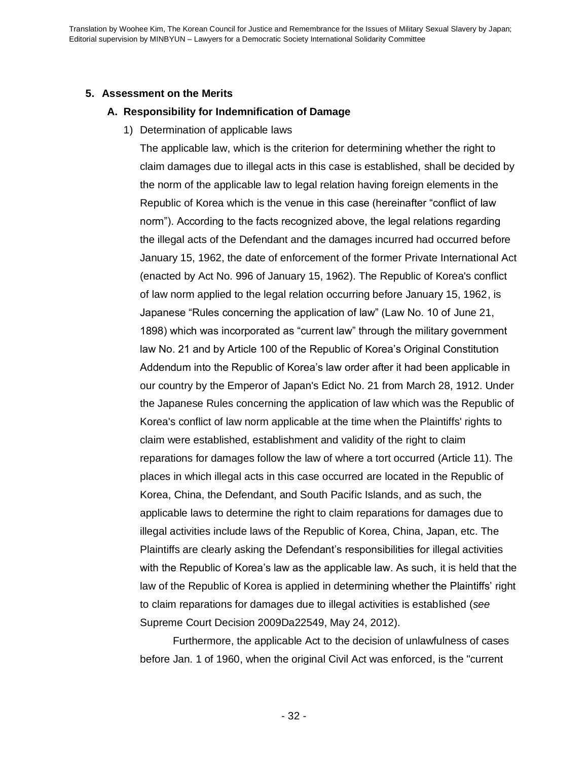## 5. Assessment on the Merits

### A. Responsibility for Indemnification of Damage

1) Determination of applicable laws

The applicable law, which is the criterion for determining whether the right to claim damages due to illegal acts in this case is established, shall be decided by the norm of the applicable law to legal relation having foreign elements in the Republic of Korea which is the venue in this case (hereinafter "conflict of law norm"). According to the facts recognized above, the legal relations regarding the illegal acts of the Defendant and the damages incurred had occurred before January 15, 1962, the date of enforcement of the former Private International Act (enacted by Act No. 996 of January 15, 1962). The Republic of Korea's conflict of law norm applied to the legal relation occurring before January 15, 1962, is Japanese "Rules concerning the application of law" (Law No. 10 of June 21, 1898) which was incorporated as "current law" through the military government law No. 21 and by Article 100 of the Republic of Korea's Original Constitution Addendum into the Republic of Korea's law order after it had been applicable in our country by the Emperor of Japan's Edict No. 21 from March 28, 1912. Under the Japanese Rules concerning the application of law which was the Republic of Korea's conflict of law norm applicable at the time when the Plaintiffs' rights to claim were established, establishment and validity of the right to claim reparations for damages follow the law of where a tort occurred (Article 11). The places in which illegal acts in this case occurred are located in the Republic of Korea, China, the Defendant, and South Pacific Islands, and as such, the applicable laws to determine the right to claim reparations for damages due to illegal activities include laws of the Republic of Korea, China, Japan, etc. The Plaintiffs are clearly asking the Defendant's responsibilities for illegal activities with the Republic of Korea's law as the applicable law. As such, it is held that the law of the Republic of Korea is applied in determining whether the Plaintiffs' right to claim reparations for damages due to illegal activities is established (*see* Supreme Court Decision 2009Da22549, May 24, 2012).

Furthermore, the applicable Act to the decision of unlawfulness of cases before Jan. 1 of 1960, when the original Civil Act was enforced, is the "current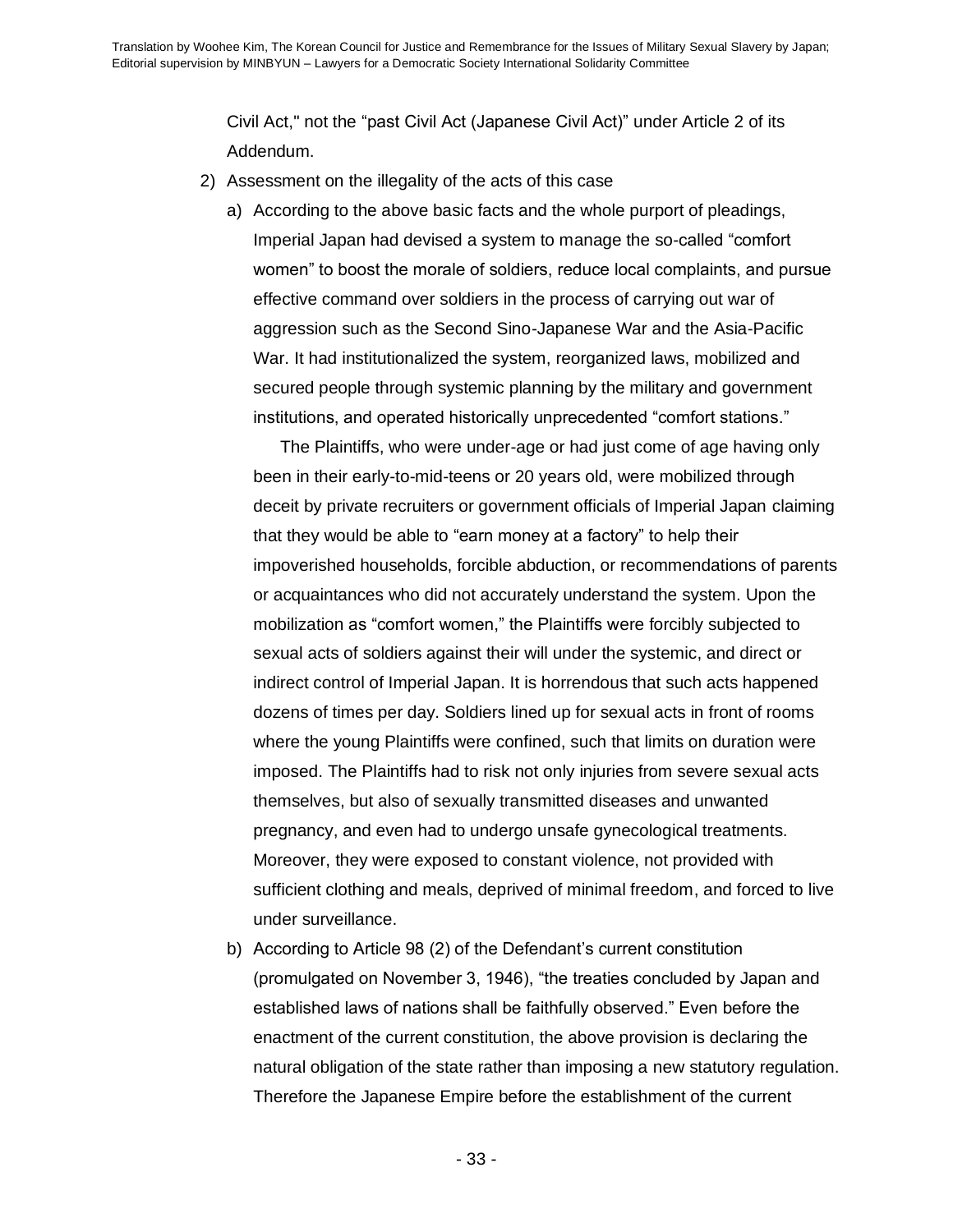Civil Act,'' not the "past Civil Act (Japanese Civil Act)" under Article 2 of its Addendum.

2) Assessment on the illegality of the acts of this case

   a) According to the above basic facts and the whole purport of pleadings, Imperial Japan had devised a system to manage the so-called "comfort women" to boost the morale of soldiers, reduce local complaints, and pursue effective command over soldiers in the process of carrying out war of aggression such as the Second Sino-Japanese War and the Asia-Pacific War. It had institutionalized the system, reorganized laws, mobilized and secured people through systemic planning by the military and government institutions, and operated historically unprecedented "comfort stations."

      The Plaintiffs, who were under-age or had just come of age having only been in their early-to-mid-teens or 20 years old, were mobilized through deceit by private recruiters or government officials of Imperial Japan claiming that they would be able to "earn money at a factory" to help their impoverished households, forcible abduction, or recommendations of parents or acquaintances who did not accurately understand the system. Upon the mobilization as "comfort women," the Plaintiffs were forcibly subjected to sexual acts of soldiers against their will under the systemic, and direct or indirect control of Imperial Japan. It is horrendous that such acts happened dozens of times per day. Soldiers lined up for sexual acts in front of rooms where the young Plaintiffs were confined, such that limits on duration were imposed. The Plaintiffs had to risk not only injuries from severe sexual acts themselves, but also of sexually transmitted diseases and unwanted pregnancy, and even had to undergo unsafe gynecological treatments. Moreover, they were exposed to constant violence, not provided with sufficient clothing and meals, deprived of minimal freedom, and forced to live under surveillance.

   b) According to Article 98 (2) of the Defendant's current constitution (promulgated on November 3, 1946), "the treaties concluded by Japan and established laws of nations shall be faithfully observed." Even before the enactment of the current constitution, the above provision is declaring the natural obligation of the state rather than imposing a new statutory regulation. Therefore the Japanese Empire before the establishment of the current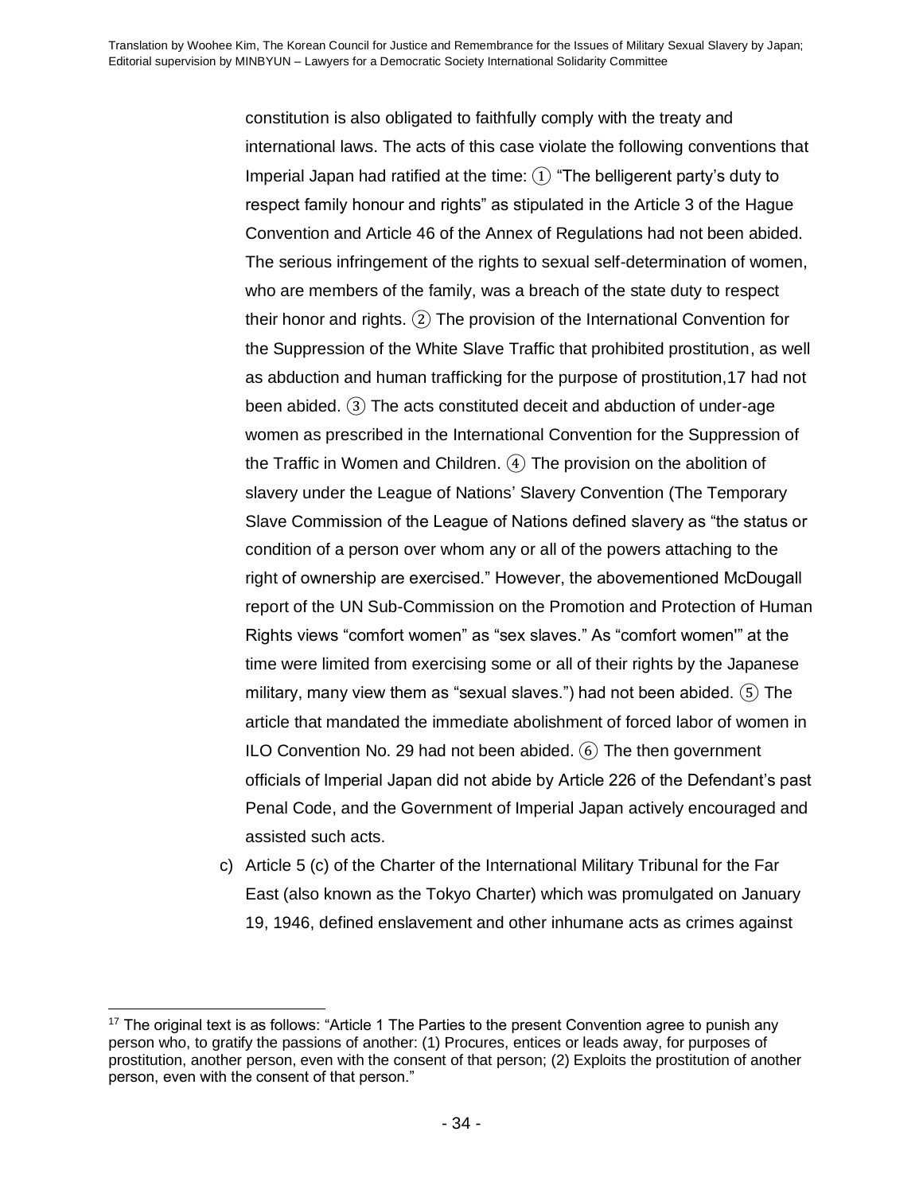constitution is also obligated to faithfully comply with the treaty and international laws. The acts of this case violate the following conventions that Imperial Japan had ratified at the time: ① "The belligerent party's duty to respect family honour and rights" as stipulated in the Article 3 of the Hague Convention and Article 46 of the Annex of Regulations had not been abided. The serious infringement of the rights to sexual self-determination of women, who are members of the family, was a breach of the state duty to respect their honor and rights. ② The provision of the International Convention for the Suppression of the White Slave Traffic that prohibited prostitution, as well as abduction and human trafficking for the purpose of prostitution,17 had not been abided. ③ The acts constituted deceit and abduction of under-age women as prescribed in the International Convention for the Suppression of the Traffic in Women and Children. ④ The provision on the abolition of slavery under the League of Nations' Slavery Convention (The Temporary Slave Commission of the League of Nations defined slavery as "the status or condition of a person over whom any or all of the powers attaching to the right of ownership are exercised." However, the abovementioned McDougall report of the UN Sub-Commission on the Promotion and Protection of Human Rights views "comfort women" as "sex slaves." As "comfort women'" at the time were limited from exercising some or all of their rights by the Japanese military, many view them as "sexual slaves.") had not been abided. ⑤ The article that mandated the immediate abolishment of forced labor of women in ILO Convention No. 29 had not been abided. ⑥ The then government officials of Imperial Japan did not abide by Article 226 of the Defendant's past Penal Code, and the Government of Imperial Japan actively encouraged and assisted such acts.

c) Article 5 (c) of the Charter of the International Military Tribunal for the Far East (also known as the Tokyo Charter) which was promulgated on January 19, 1946, defined enslavement and other inhumane acts as crimes against

---

[17] The original text is as follows: "Article 1 The Parties to the present Convention agree to punish any person who, to gratify the passions of another: (1) Procures, entices or leads away, for purposes of prostitution, another person, even with the consent of that person; (2) Exploits the prostitution of another person, even with the consent of that person."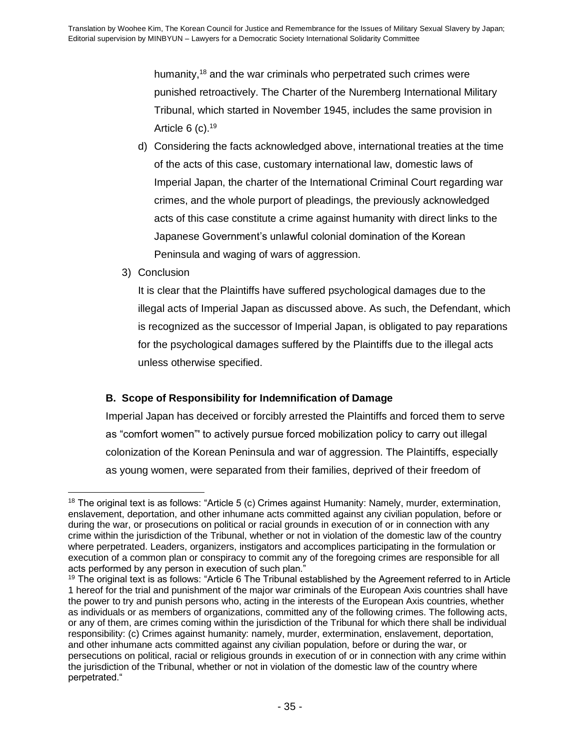humanity,[18] and the war criminals who perpetrated such crimes were punished retroactively. The Charter of the Nuremberg International Military Tribunal, which started in November 1945, includes the same provision in Article 6 (c).[19]

d) Considering the facts acknowledged above, international treaties at the time of the acts of this case, customary international law, domestic laws of Imperial Japan, the charter of the International Criminal Court regarding war crimes, and the whole purport of pleadings, the previously acknowledged acts of this case constitute a crime against humanity with direct links to the Japanese Government's unlawful colonial domination of the Korean Peninsula and waging of wars of aggression.

3) Conclusion

It is clear that the Plaintiffs have suffered psychological damages due to the illegal acts of Imperial Japan as discussed above. As such, the Defendant, which is recognized as the successor of Imperial Japan, is obligated to pay reparations for the psychological damages suffered by the Plaintiffs due to the illegal acts unless otherwise specified.

**B. Scope of Responsibility for Indemnification of Damage**

Imperial Japan has deceived or forcibly arrested the Plaintiffs and forced them to serve as "comfort women"' to actively pursue forced mobilization policy to carry out illegal colonization of the Korean Peninsula and war of aggression. The Plaintiffs, especially as young women, were separated from their families, deprived of their freedom of

---

[18] The original text is as follows: "Article 5 (c) Crimes against Humanity: Namely, murder, extermination, enslavement, deportation, and other inhumane acts committed against any civilian population, before or during the war, or prosecutions on political or racial grounds in execution of or in connection with any crime within the jurisdiction of the Tribunal, whether or not in violation of the domestic law of the country where perpetrated. Leaders, organizers, instigators and accomplices participating in the formulation or execution of a common plan or conspiracy to commit any of the foregoing crimes are responsible for all acts performed by any person in execution of such plan."

[19] The original text is as follows: "Article 6 The Tribunal established by the Agreement referred to in Article 1 hereof for the trial and punishment of the major war criminals of the European Axis countries shall have the power to try and punish persons who, acting in the interests of the European Axis countries, whether as individuals or as members of organizations, committed any of the following crimes. The following acts, or any of them, are crimes coming within the jurisdiction of the Tribunal for which there shall be individual responsibility: (c) Crimes against humanity: namely, murder, extermination, enslavement, deportation, and other inhumane acts committed against any civilian population, before or during the war, or persecutions on political, racial or religious grounds in execution of or in connection with any crime within the jurisdiction of the Tribunal, whether or not in violation of the domestic law of the country where perpetrated."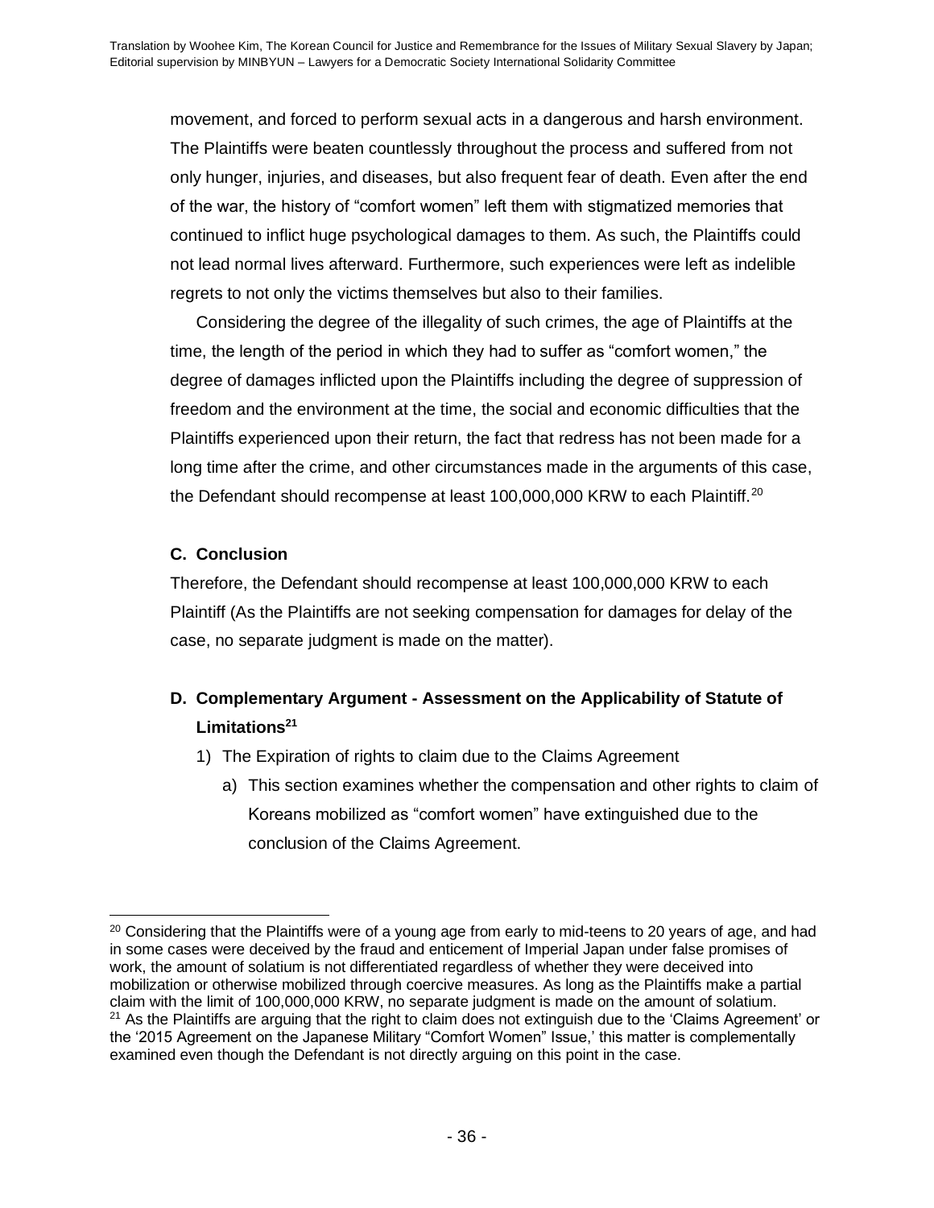movement, and forced to perform sexual acts in a dangerous and harsh environment. The Plaintiffs were beaten countlessly throughout the process and suffered from not only hunger, injuries, and diseases, but also frequent fear of death. Even after the end of the war, the history of "comfort women" left them with stigmatized memories that continued to inflict huge psychological damages to them. As such, the Plaintiffs could not lead normal lives afterward. Furthermore, such experiences were left as indelible regrets to not only the victims themselves but also to their families.

Considering the degree of the illegality of such crimes, the age of Plaintiffs at the time, the length of the period in which they had to suffer as "comfort women," the degree of damages inflicted upon the Plaintiffs including the degree of suppression of freedom and the environment at the time, the social and economic difficulties that the Plaintiffs experienced upon their return, the fact that redress has not been made for a long time after the crime, and other circumstances made in the arguments of this case, the Defendant should recompense at least 100,000,000 KRW to each Plaintiff.[20]

### C. Conclusion

Therefore, the Defendant should recompense at least 100,000,000 KRW to each Plaintiff (As the Plaintiffs are not seeking compensation for damages for delay of the case, no separate judgment is made on the matter).

### D. Complementary Argument - Assessment on the Applicability of Statute of Limitations[21]

1) The Expiration of rights to claim due to the Claims Agreement
   a) This section examines whether the compensation and other rights to claim of Koreans mobilized as "comfort women" have extinguished due to the conclusion of the Claims Agreement.

---

[20] Considering that the Plaintiffs were of a young age from early to mid-teens to 20 years of age, and had in some cases were deceived by the fraud and enticement of Imperial Japan under false promises of work, the amount of solatium is not differentiated regardless of whether they were deceived into mobilization or otherwise mobilized through coercive measures. As long as the Plaintiffs make a partial claim with the limit of 100,000,000 KRW, no separate judgment is made on the amount of solatium.

[21] As the Plaintiffs are arguing that the right to claim does not extinguish due to the 'Claims Agreement' or the '2015 Agreement on the Japanese Military "Comfort Women" Issue,' this matter is complementally examined even though the Defendant is not directly arguing on this point in the case.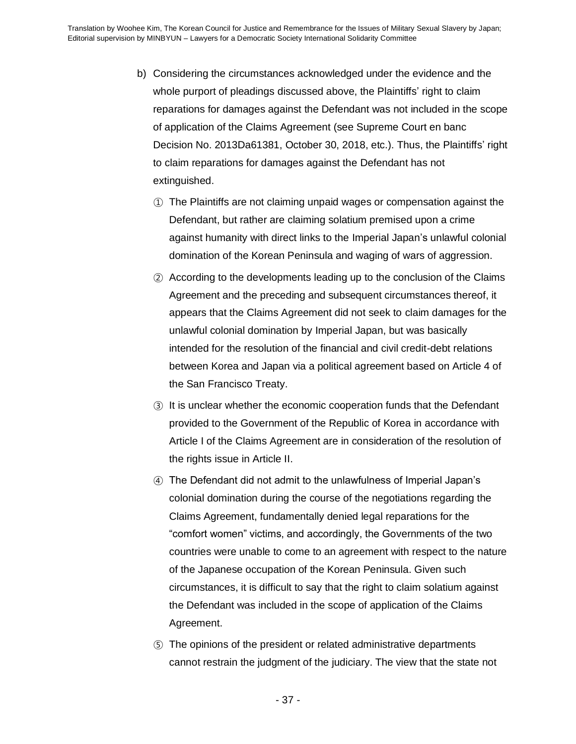b) Considering the circumstances acknowledged under the evidence and the whole purport of pleadings discussed above, the Plaintiffs' right to claim reparations for damages against the Defendant was not included in the scope of application of the Claims Agreement (see Supreme Court en banc Decision No. 2013Da61381, October 30, 2018, etc.). Thus, the Plaintiffs' right to claim reparations for damages against the Defendant has not extinguished.

① The Plaintiffs are not claiming unpaid wages or compensation against the Defendant, but rather are claiming solatium premised upon a crime against humanity with direct links to the Imperial Japan's unlawful colonial domination of the Korean Peninsula and waging of wars of aggression.

② According to the developments leading up to the conclusion of the Claims Agreement and the preceding and subsequent circumstances thereof, it appears that the Claims Agreement did not seek to claim damages for the unlawful colonial domination by Imperial Japan, but was basically intended for the resolution of the financial and civil credit-debt relations between Korea and Japan via a political agreement based on Article 4 of the San Francisco Treaty.

③ It is unclear whether the economic cooperation funds that the Defendant provided to the Government of the Republic of Korea in accordance with Article I of the Claims Agreement are in consideration of the resolution of the rights issue in Article II.

④ The Defendant did not admit to the unlawfulness of Imperial Japan's colonial domination during the course of the negotiations regarding the Claims Agreement, fundamentally denied legal reparations for the "comfort women" victims, and accordingly, the Governments of the two countries were unable to come to an agreement with respect to the nature of the Japanese occupation of the Korean Peninsula. Given such circumstances, it is difficult to say that the right to claim solatium against the Defendant was included in the scope of application of the Claims Agreement.

⑤ The opinions of the president or related administrative departments cannot restrain the judgment of the judiciary. The view that the state not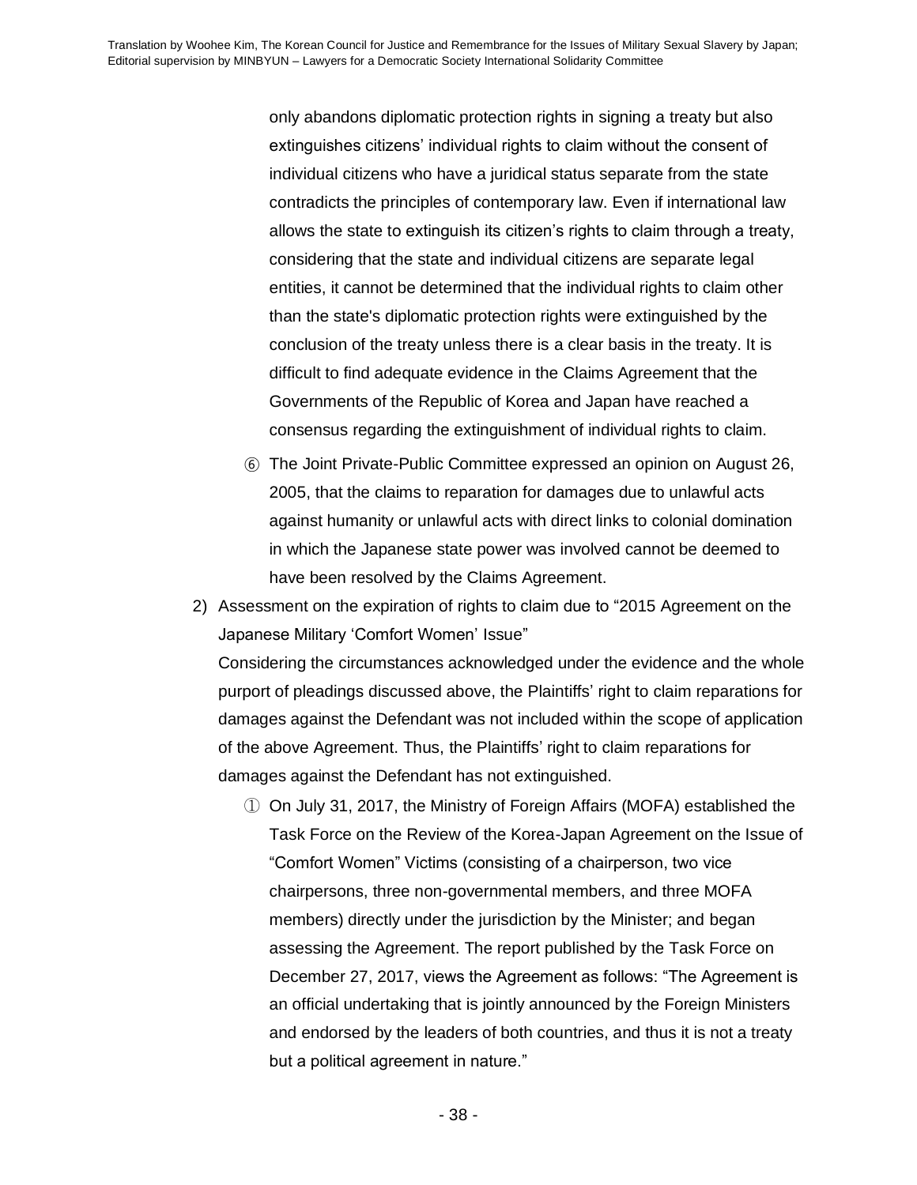only abandons diplomatic protection rights in signing a treaty but also extinguishes citizens' individual rights to claim without the consent of individual citizens who have a juridical status separate from the state contradicts the principles of contemporary law. Even if international law allows the state to extinguish its citizen's rights to claim through a treaty, considering that the state and individual citizens are separate legal entities, it cannot be determined that the individual rights to claim other than the state's diplomatic protection rights were extinguished by the conclusion of the treaty unless there is a clear basis in the treaty. It is difficult to find adequate evidence in the Claims Agreement that the Governments of the Republic of Korea and Japan have reached a consensus regarding the extinguishment of individual rights to claim.

⑥ The Joint Private-Public Committee expressed an opinion on August 26, 2005, that the claims to reparation for damages due to unlawful acts against humanity or unlawful acts with direct links to colonial domination in which the Japanese state power was involved cannot be deemed to have been resolved by the Claims Agreement.

2) Assessment on the expiration of rights to claim due to "2015 Agreement on the Japanese Military 'Comfort Women' Issue"

Considering the circumstances acknowledged under the evidence and the whole purport of pleadings discussed above, the Plaintiffs' right to claim reparations for damages against the Defendant was not included within the scope of application of the above Agreement. Thus, the Plaintiffs' right to claim reparations for damages against the Defendant has not extinguished.

① On July 31, 2017, the Ministry of Foreign Affairs (MOFA) established the Task Force on the Review of the Korea-Japan Agreement on the Issue of "Comfort Women" Victims (consisting of a chairperson, two vice chairpersons, three non-governmental members, and three MOFA members) directly under the jurisdiction by the Minister; and began assessing the Agreement. The report published by the Task Force on December 27, 2017, views the Agreement as follows: "The Agreement is an official undertaking that is jointly announced by the Foreign Ministers and endorsed by the leaders of both countries, and thus it is not a treaty but a political agreement in nature."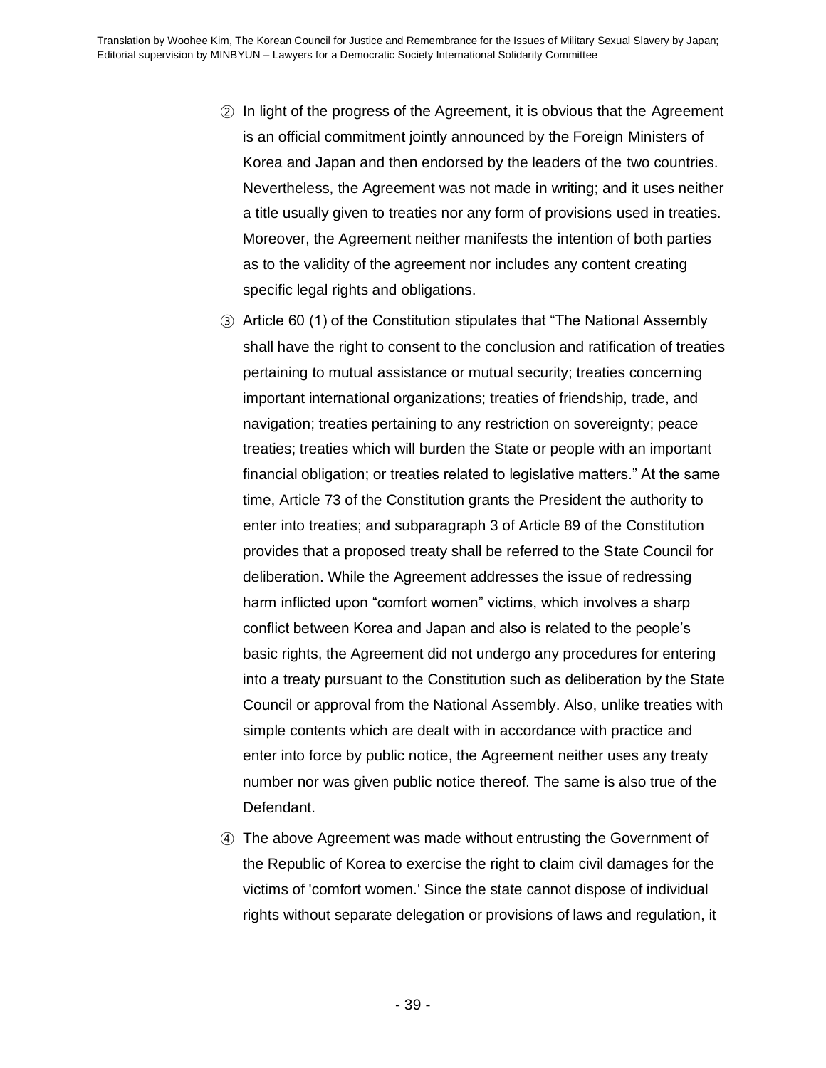② In light of the progress of the Agreement, it is obvious that the Agreement is an official commitment jointly announced by the Foreign Ministers of Korea and Japan and then endorsed by the leaders of the two countries. Nevertheless, the Agreement was not made in writing; and it uses neither a title usually given to treaties nor any form of provisions used in treaties. Moreover, the Agreement neither manifests the intention of both parties as to the validity of the agreement nor includes any content creating specific legal rights and obligations.

③ Article 60 (1) of the Constitution stipulates that "The National Assembly shall have the right to consent to the conclusion and ratification of treaties pertaining to mutual assistance or mutual security; treaties concerning important international organizations; treaties of friendship, trade, and navigation; treaties pertaining to any restriction on sovereignty; peace treaties; treaties which will burden the State or people with an important financial obligation; or treaties related to legislative matters." At the same time, Article 73 of the Constitution grants the President the authority to enter into treaties; and subparagraph 3 of Article 89 of the Constitution provides that a proposed treaty shall be referred to the State Council for deliberation. While the Agreement addresses the issue of redressing harm inflicted upon "comfort women" victims, which involves a sharp conflict between Korea and Japan and also is related to the people's basic rights, the Agreement did not undergo any procedures for entering into a treaty pursuant to the Constitution such as deliberation by the State Council or approval from the National Assembly. Also, unlike treaties with simple contents which are dealt with in accordance with practice and enter into force by public notice, the Agreement neither uses any treaty number nor was given public notice thereof. The same is also true of the Defendant.

④ The above Agreement was made without entrusting the Government of the Republic of Korea to exercise the right to claim civil damages for the victims of 'comfort women.' Since the state cannot dispose of individual rights without separate delegation or provisions of laws and regulation, it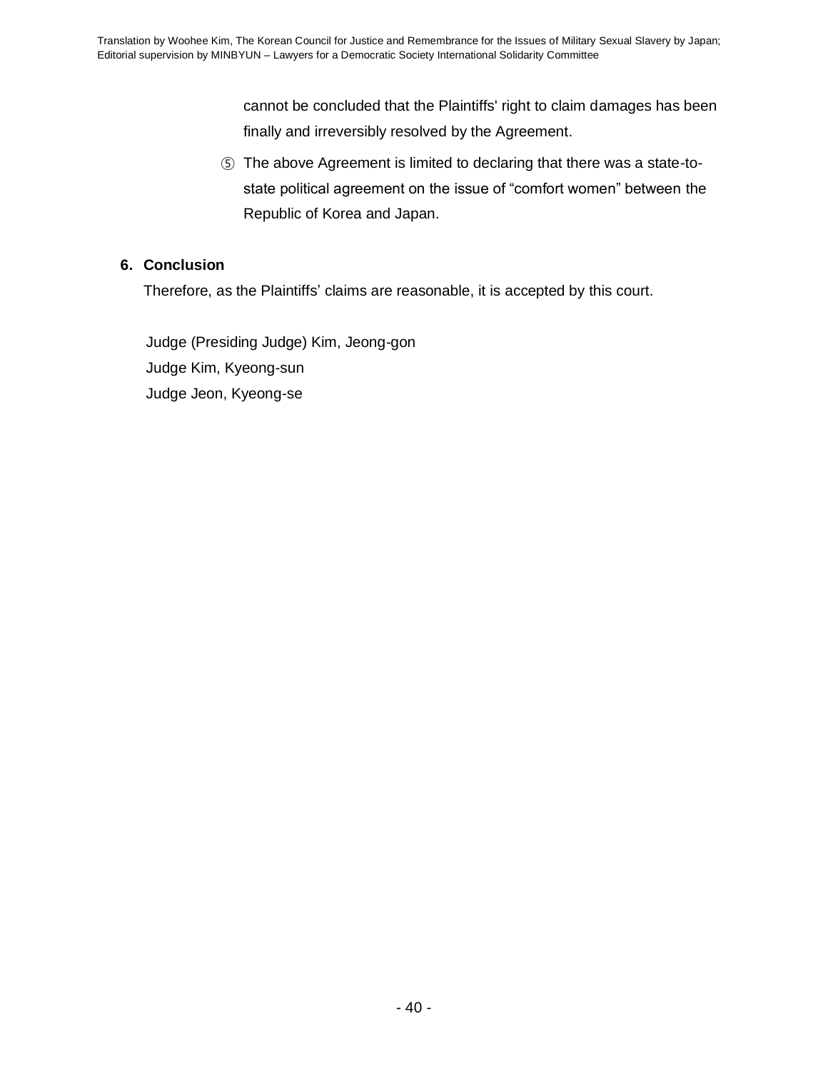cannot be concluded that the Plaintiffs' right to claim damages has been finally and irreversibly resolved by the Agreement.

⑤ The above Agreement is limited to declaring that there was a state-to-state political agreement on the issue of “comfort women” between the Republic of Korea and Japan.

## 6. Conclusion

Therefore, as the Plaintiffs’ claims are reasonable, it is accepted by this court.

Judge (Presiding Judge) Kim, Jeong-gon

Judge Kim, Kyeong-sun

Judge Jeon, Kyeong-se